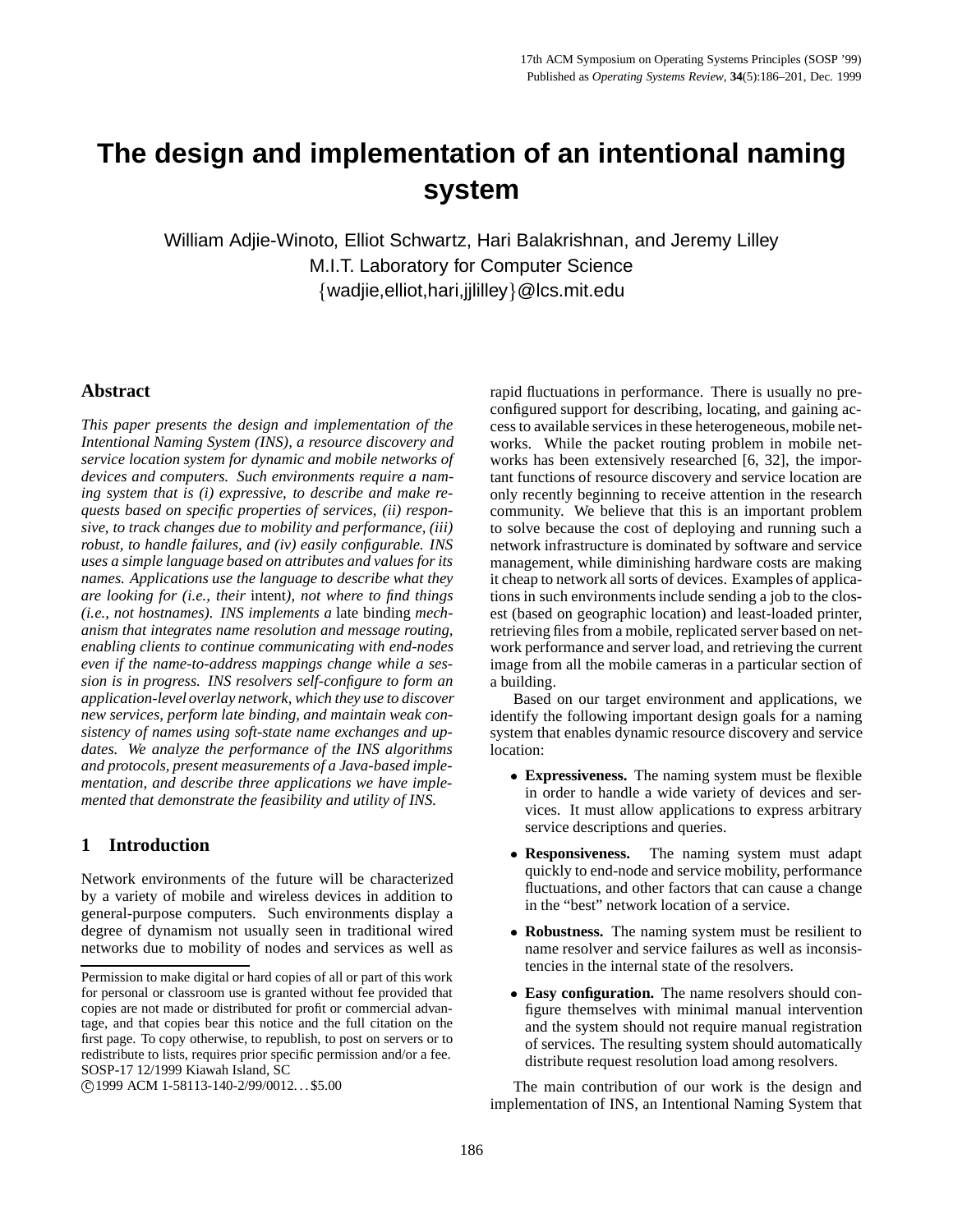# The design and implementation of an intentional naming system

William Adjie-Winoto, Elliot Schwartz, Hari Balakrishnan, and Jeremy Lilley
M.I.T. Laboratory for Computer Science
{wadjie,elliot,hari,jjlilley}@lcs.mit.edu

## Abstract

*This paper presents the design and implementation of the Intentional Naming System (INS), a resource discovery and service location system for dynamic and mobile networks of devices and computers. Such environments require a naming system that is (i) expressive, to describe and make requests based on specific properties of services, (ii) responsive, to track changes due to mobility and performance, (iii) robust, to handle failures, and (iv) easily configurable. INS uses a simple language based on attributes and values for its names. Applications use the language to describe what they are looking for (i.e., their* intent*), not where to find things (i.e., not hostnames). INS implements a* late binding *mechanism that integrates name resolution and message routing, enabling clients to continue communicating with end-nodes even if the name-to-address mappings change while a session is in progress. INS resolvers self-configure to form an application-level overlay network, which they use to discover new services, perform late binding, and maintain weak consistency of names using soft-state name exchanges and updates. We analyze the performance of the INS algorithms and protocols, present measurements of a Java-based implementation, and describe three applications we have implemented that demonstrate the feasibility and utility of INS.*

## 1 Introduction

Network environments of the future will be characterized by a variety of mobile and wireless devices in addition to general-purpose computers. Such environments display a degree of dynamism not usually seen in traditional wired networks due to mobility of nodes and services as well as rapid fluctuations in performance. There is usually no preconfigured support for describing, locating, and gaining access to available services in these heterogeneous, mobile networks. While the packet routing problem in mobile networks has been extensively researched [6, 32], the important functions of resource discovery and service location are only recently beginning to receive attention in the research community. We believe that this is an important problem to solve because the cost of deploying and running such a network infrastructure is dominated by software and service management, while diminishing hardware costs are making it cheap to network all sorts of devices. Examples of applications in such environments include sending a job to the closest (based on geographic location) and least-loaded printer, retrieving files from a mobile, replicated server based on network performance and server load, and retrieving the current image from all the mobile cameras in a particular section of a building.

Based on our target environment and applications, we identify the following important design goals for a naming system that enables dynamic resource discovery and service location:

- **Expressiveness.** The naming system must be flexible in order to handle a wide variety of devices and services. It must allow applications to express arbitrary service descriptions and queries.
- **Responsiveness.** The naming system must adapt quickly to end-node and service mobility, performance fluctuations, and other factors that can cause a change in the "best" network location of a service.
- **Robustness.** The naming system must be resilient to name resolver and service failures as well as inconsistencies in the internal state of the resolvers.
- **Easy configuration.** The name resolvers should configure themselves with minimal manual intervention and the system should not require manual registration of services. The resulting system should automatically distribute request resolution load among resolvers.

The main contribution of our work is the design and implementation of INS, an Intentional Naming System that

Permission to make digital or hard copies of all or part of this work for personal or classroom use is granted without fee provided that copies are not made or distributed for profit or commercial advantage, and that copies bear this notice and the full citation on the first page. To copy otherwise, to republish, to post on servers or to redistribute to lists, requires prior specific permission and/or a fee.
SOSP-17 12/1999 Kiawah Island, SC
©1999 ACM 1-58113-140-2/99/0012...$5.00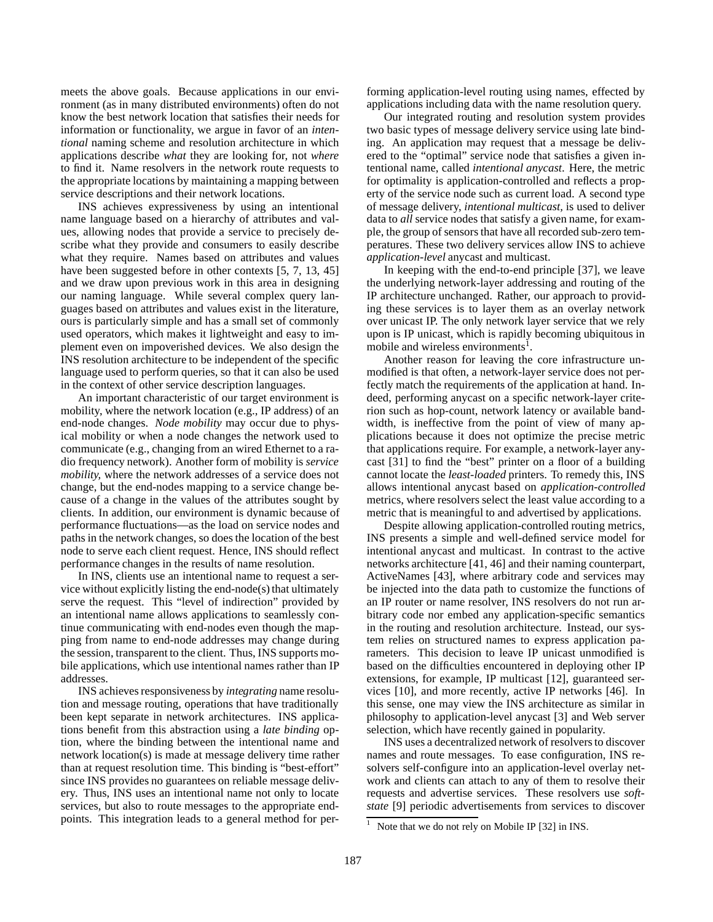meets the above goals. Because applications in our environment (as in many distributed environments) often do not know the best network location that satisfies their needs for information or functionality, we argue in favor of an *intentional* naming scheme and resolution architecture in which applications describe *what* they are looking for, not *where* to find it. Name resolvers in the network route requests to the appropriate locations by maintaining a mapping between service descriptions and their network locations.

INS achieves expressiveness by using an intentional name language based on a hierarchy of attributes and values, allowing nodes that provide a service to precisely describe what they provide and consumers to easily describe what they require. Names based on attributes and values have been suggested before in other contexts [5, 7, 13, 45] and we draw upon previous work in this area in designing our naming language. While several complex query languages based on attributes and values exist in the literature, ours is particularly simple and has a small set of commonly used operators, which makes it lightweight and easy to implement even on impoverished devices. We also design the INS resolution architecture to be independent of the specific language used to perform queries, so that it can also be used in the context of other service description languages.

An important characteristic of our target environment is mobility, where the network location (e.g., IP address) of an end-node changes. *Node mobility* may occur due to physical mobility or when a node changes the network used to communicate (e.g., changing from an wired Ethernet to a radio frequency network). Another form of mobility is *service mobility*, where the network addresses of a service does not change, but the end-nodes mapping to a service change because of a change in the values of the attributes sought by clients. In addition, our environment is dynamic because of performance fluctuations—as the load on service nodes and paths in the network changes, so does the location of the best node to serve each client request. Hence, INS should reflect performance changes in the results of name resolution.

In INS, clients use an intentional name to request a service without explicitly listing the end-node(s) that ultimately serve the request. This "level of indirection" provided by an intentional name allows applications to seamlessly continue communicating with end-nodes even though the mapping from name to end-node addresses may change during the session, transparent to the client. Thus, INS supports mobile applications, which use intentional names rather than IP addresses.

INS achieves responsiveness by *integrating* name resolution and message routing, operations that have traditionally been kept separate in network architectures. INS applications benefit from this abstraction using a *late binding* option, where the binding between the intentional name and network location(s) is made at message delivery time rather than at request resolution time. This binding is "best-effort" since INS provides no guarantees on reliable message delivery. Thus, INS uses an intentional name not only to locate services, but also to route messages to the appropriate endpoints. This integration leads to a general method for performing application-level routing using names, effected by applications including data with the name resolution query.

Our integrated routing and resolution system provides two basic types of message delivery service using late binding. An application may request that a message be delivered to the "optimal" service node that satisfies a given intentional name, called *intentional anycast*. Here, the metric for optimality is application-controlled and reflects a property of the service node such as current load. A second type of message delivery, *intentional multicast*, is used to deliver data to *all* service nodes that satisfy a given name, for example, the group of sensors that have all recorded sub-zero temperatures. These two delivery services allow INS to achieve *application-level* anycast and multicast.

In keeping with the end-to-end principle [37], we leave the underlying network-layer addressing and routing of the IP architecture unchanged. Rather, our approach to providing these services is to layer them as an overlay network over unicast IP. The only network layer service that we rely upon is IP unicast, which is rapidly becoming ubiquitous in mobile and wireless environments[1].

Another reason for leaving the core infrastructure unmodified is that often, a network-layer service does not perfectly match the requirements of the application at hand. Indeed, performing anycast on a specific network-layer criterion such as hop-count, network latency or available bandwidth, is ineffective from the point of view of many applications because it does not optimize the precise metric that applications require. For example, a network-layer anycast [31] to find the "best" printer on a floor of a building cannot locate the *least-loaded* printers. To remedy this, INS allows intentional anycast based on *application-controlled* metrics, where resolvers select the least value according to a metric that is meaningful to and advertised by applications.

Despite allowing application-controlled routing metrics, INS presents a simple and well-defined service model for intentional anycast and multicast. In contrast to the active networks architecture [41, 46] and their naming counterpart, ActiveNames [43], where arbitrary code and services may be injected into the data path to customize the functions of an IP router or name resolver, INS resolvers do not run arbitrary code nor embed any application-specific semantics in the routing and resolution architecture. Instead, our system relies on structured names to express application parameters. This decision to leave IP unicast unmodified is based on the difficulties encountered in deploying other IP extensions, for example, IP multicast [12], guaranteed services [10], and more recently, active IP networks [46]. In this sense, one may view the INS architecture as similar in philosophy to application-level anycast [3] and Web server selection, which have recently gained in popularity.

INS uses a decentralized network of resolvers to discover names and route messages. To ease configuration, INS resolvers self-configure into an application-level overlay network and clients can attach to any of them to resolve their requests and advertise services. These resolvers use *soft-state* [9] periodic advertisements from services to discover

[1] Note that we do not rely on Mobile IP [32] in INS.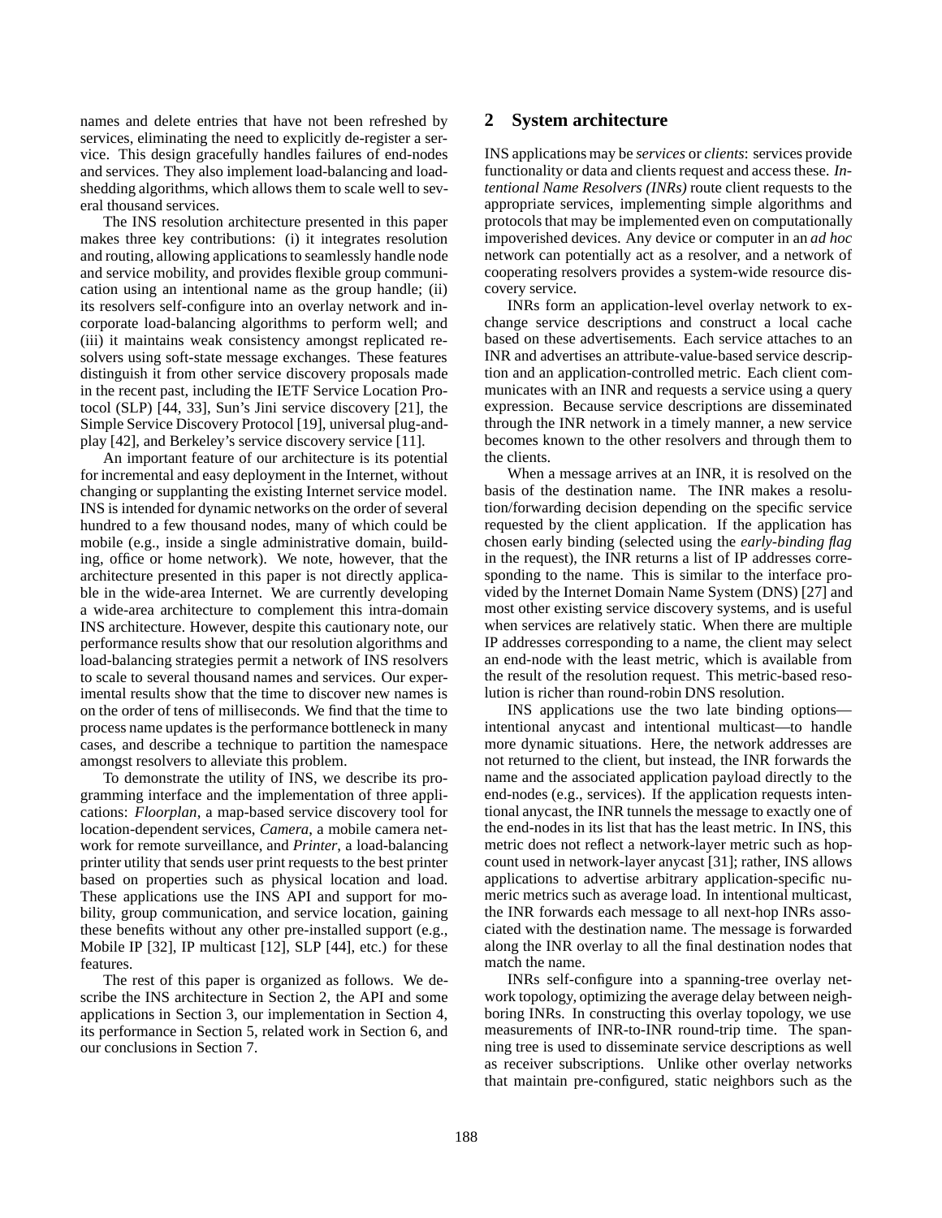names and delete entries that have not been refreshed by services, eliminating the need to explicitly de-register a service. This design gracefully handles failures of end-nodes and services. They also implement load-balancing and load-shedding algorithms, which allows them to scale well to several thousand services.

The INS resolution architecture presented in this paper makes three key contributions: (i) it integrates resolution and routing, allowing applications to seamlessly handle node and service mobility, and provides flexible group communication using an intentional name as the group handle; (ii) its resolvers self-configure into an overlay network and incorporate load-balancing algorithms to perform well; and (iii) it maintains weak consistency amongst replicated resolvers using soft-state message exchanges. These features distinguish it from other service discovery proposals made in the recent past, including the IETF Service Location Protocol (SLP) [44, 33], Sun's Jini service discovery [21], the Simple Service Discovery Protocol [19], universal plug-and-play [42], and Berkeley's service discovery service [11].

An important feature of our architecture is its potential for incremental and easy deployment in the Internet, without changing or supplanting the existing Internet service model. INS is intended for dynamic networks on the order of several hundred to a few thousand nodes, many of which could be mobile (e.g., inside a single administrative domain, building, office or home network). We note, however, that the architecture presented in this paper is not directly applicable in the wide-area Internet. We are currently developing a wide-area architecture to complement this intra-domain INS architecture. However, despite this cautionary note, our performance results show that our resolution algorithms and load-balancing strategies permit a network of INS resolvers to scale to several thousand names and services. Our experimental results show that the time to discover new names is on the order of tens of milliseconds. We find that the time to process name updates is the performance bottleneck in many cases, and describe a technique to partition the namespace amongst resolvers to alleviate this problem.

To demonstrate the utility of INS, we describe its programming interface and the implementation of three applications: *Floorplan*, a map-based service discovery tool for location-dependent services, *Camera*, a mobile camera network for remote surveillance, and *Printer*, a load-balancing printer utility that sends user print requests to the best printer based on properties such as physical location and load. These applications use the INS API and support for mobility, group communication, and service location, gaining these benefits without any other pre-installed support (e.g., Mobile IP [32], IP multicast [12], SLP [44], etc.) for these features.

The rest of this paper is organized as follows. We describe the INS architecture in Section 2, the API and some applications in Section 3, our implementation in Section 4, its performance in Section 5, related work in Section 6, and our conclusions in Section 7.

## 2 System architecture

INS applications may be *services* or *clients*: services provide functionality or data and clients request and access these. *Intentional Name Resolvers (INRs)* route client requests to the appropriate services, implementing simple algorithms and protocols that may be implemented even on computationally impoverished devices. Any device or computer in an *ad hoc* network can potentially act as a resolver, and a network of cooperating resolvers provides a system-wide resource discovery service.

INRs form an application-level overlay network to exchange service descriptions and construct a local cache based on these advertisements. Each service attaches to an INR and advertises an attribute-value-based service description and an application-controlled metric. Each client communicates with an INR and requests a service using a query expression. Because service descriptions are disseminated through the INR network in a timely manner, a new service becomes known to the other resolvers and through them to the clients.

When a message arrives at an INR, it is resolved on the basis of the destination name. The INR makes a resolution/forwarding decision depending on the specific service requested by the client application. If the application has chosen early binding (selected using the *early-binding flag* in the request), the INR returns a list of IP addresses corresponding to the name. This is similar to the interface provided by the Internet Domain Name System (DNS) [27] and most other existing service discovery systems, and is useful when services are relatively static. When there are multiple IP addresses corresponding to a name, the client may select an end-node with the least metric, which is available from the result of the resolution request. This metric-based resolution is richer than round-robin DNS resolution.

INS applications use the two late binding options—intentional anycast and intentional multicast—to handle more dynamic situations. Here, the network addresses are not returned to the client, but instead, the INR forwards the name and the associated application payload directly to the end-nodes (e.g., services). If the application requests intentional anycast, the INR tunnels the message to exactly one of the end-nodes in its list that has the least metric. In INS, this metric does not reflect a network-layer metric such as hop-count used in network-layer anycast [31]; rather, INS allows applications to advertise arbitrary application-specific numeric metrics such as average load. In intentional multicast, the INR forwards each message to all next-hop INRs associated with the destination name. The message is forwarded along the INR overlay to all the final destination nodes that match the name.

INRs self-configure into a spanning-tree overlay network topology, optimizing the average delay between neighboring INRs. In constructing this overlay topology, we use measurements of INR-to-INR round-trip time. The spanning tree is used to disseminate service descriptions as well as receiver subscriptions. Unlike other overlay networks that maintain pre-configured, static neighbors such as the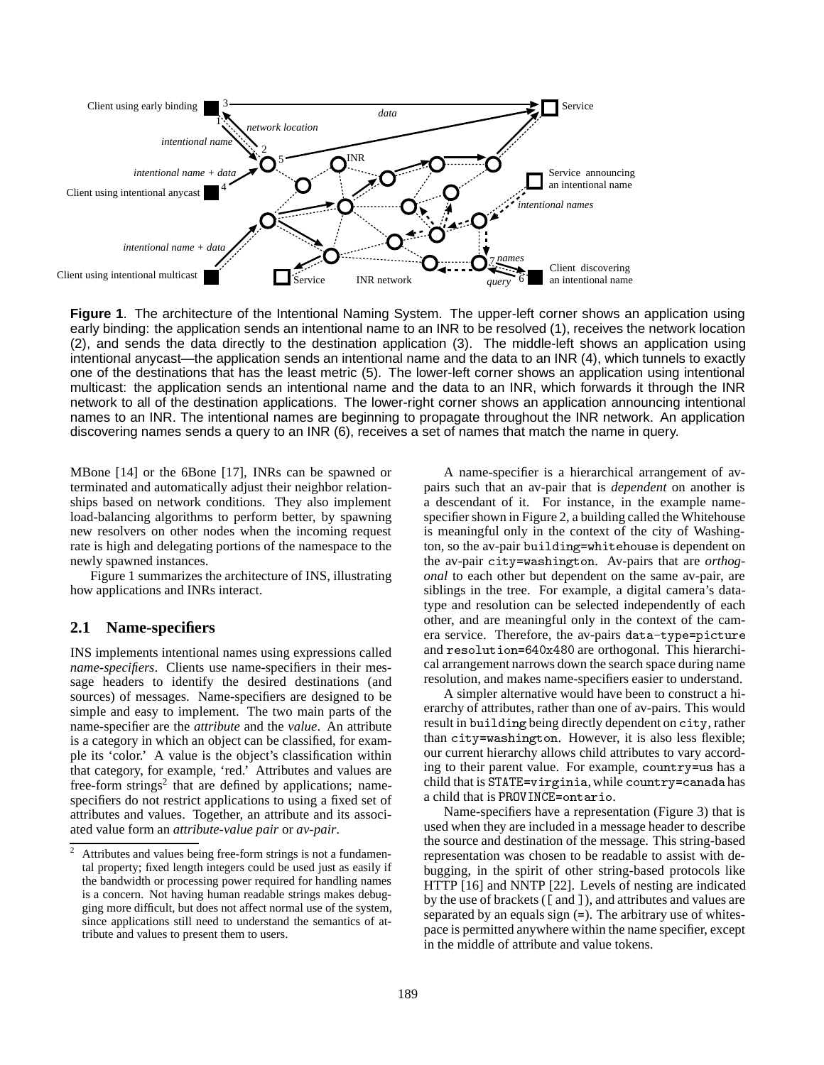Figure 1. The architecture of the Intentional Naming System. The upper-left corner shows an application using early binding: the application sends an intentional name to an INR to be resolved (1), receives the network location (2), and sends the data directly to the destination application (3). The middle-left shows an application using intentional anycast—the application sends an intentional name and the data to an INR (4), which tunnels to exactly one of the destinations that has the least metric (5). The lower-left corner shows an application using intentional multicast: the application sends an intentional name and the data to an INR, which forwards it through the INR network to all of the destination applications. The lower-right corner shows an application announcing intentional names to an INR. The intentional names are beginning to propagate throughout the INR network. An application discovering names sends a query to an INR (6), receives a set of names that match the name in query.

MBone [14] or the 6Bone [17], INRs can be spawned or terminated and automatically adjust their neighbor relationships based on network conditions. They also implement load-balancing algorithms to perform better, by spawning new resolvers on other nodes when the incoming request rate is high and delegating portions of the namespace to the newly spawned instances.

Figure 1 summarizes the architecture of INS, illustrating how applications and INRs interact.

## 2.1 Name-specifiers

INS implements intentional names using expressions called *name-specifiers*. Clients use name-specifiers in their message headers to identify the desired destinations (and sources) of messages. Name-specifiers are designed to be simple and easy to implement. The two main parts of the name-specifier are the *attribute* and the *value*. An attribute is a category in which an object can be classified, for example its 'color.' A value is the object's classification within that category, for example, 'red.' Attributes and values are free-form strings[2] that are defined by applications; name-specifiers do not restrict applications to using a fixed set of attributes and values. Together, an attribute and its associated value form an *attribute-value pair* or *av-pair*.

[2] Attributes and values being free-form strings is not a fundamental property; fixed length integers could be used just as easily if the bandwidth or processing power required for handling names is a concern. Not having human readable strings makes debugging more difficult, but does not affect normal use of the system, since applications still need to understand the semantics of attribute and values to present them to users.

A name-specifier is a hierarchical arrangement of av-pairs such that an av-pair that is *dependent* on another is a descendant of it. For instance, in the example name-specifier shown in Figure 2, a building called the Whitehouse is meaningful only in the context of the city of Washington, so the av-pair `building=whitehouse` is dependent on the av-pair `city=washington`. Av-pairs that are *orthogonal* to each other but dependent on the same av-pair, are siblings in the tree. For example, a digital camera's data-type and resolution can be selected independently of each other, and are meaningful only in the context of the camera service. Therefore, the av-pairs `data-type=picture` and `resolution=640x480` are orthogonal. This hierarchical arrangement narrows down the search space during name resolution, and makes name-specifiers easier to understand.

A simpler alternative would have been to construct a hierarchy of attributes, rather than one of av-pairs. This would result in `building` being directly dependent on `city`, rather than `city=washington`. However, it is also less flexible; our current hierarchy allows child attributes to vary according to their parent value. For example, `country=us` has a child that is `STATE=virginia`, while `country=canada` has a child that is `PROVINCE=ontario`.

Name-specifiers have a representation (Figure 3) that is used when they are included in a message header to describe the source and destination of the message. This string-based representation was chosen to be readable to assist with debugging, in the spirit of other string-based protocols like HTTP [16] and NNTP [22]. Levels of nesting are indicated by the use of brackets ([ and ]), and attributes and values are separated by an equals sign (=). The arbitrary use of whitespace is permitted anywhere within the name specifier, except in the middle of attribute and value tokens.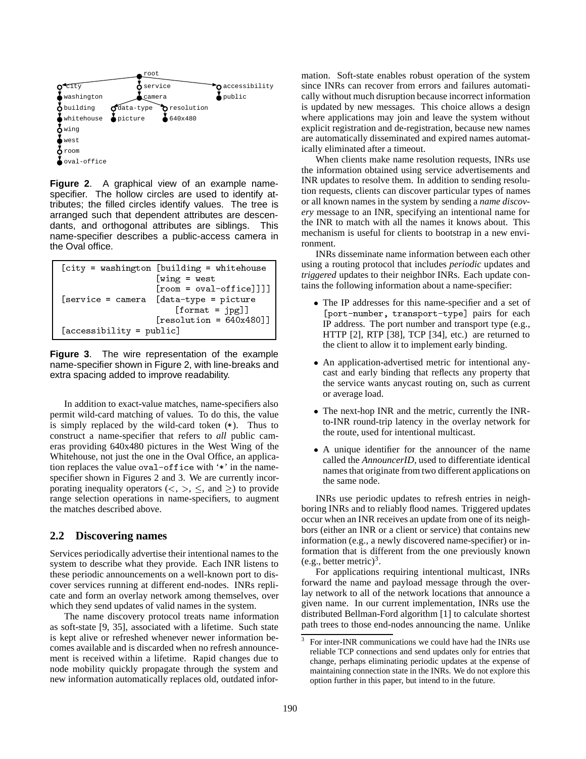root
city — washington — building — whitehouse — wing — west — room — oval-office
service — camera — data-type — picture; resolution — 640x480
accessibility — public

**Figure 2**. A graphical view of an example name-specifier. The hollow circles are used to identify attributes; the filled circles identify values. The tree is arranged such that dependent attributes are descendants, and orthogonal attributes are siblings. This name-specifier describes a public-access camera in the Oval office.

```
[city = washington [building = whitehouse
                    [wing = west
                    [room = oval-office]]]]
[service = camera  [data-type = picture
                        [format = jpg]]
                    [resolution = 640x480]]
[accessibility = public]
```

**Figure 3**. The wire representation of the example name-specifier shown in Figure 2, with line-breaks and extra spacing added to improve readability.

In addition to exact-value matches, name-specifiers also permit wild-card matching of values. To do this, the value is simply replaced by the wild-card token (*). Thus to construct a name-specifier that refers to *all* public cameras providing 640x480 pictures in the West Wing of the Whitehouse, not just the one in the Oval Office, an application replaces the value oval-office with '*' in the name-specifier shown in Figures 2 and 3. We are currently incorporating inequality operators ($<$, $>$, $\leq$, and $\geq$) to provide range selection operations in name-specifiers, to augment the matches described above.

## 2.2 Discovering names

Services periodically advertise their intentional names to the system to describe what they provide. Each INR listens to these periodic announcements on a well-known port to discover services running at different end-nodes. INRs replicate and form an overlay network among themselves, over which they send updates of valid names in the system.

The name discovery protocol treats name information as soft-state [9, 35], associated with a lifetime. Such state is kept alive or refreshed whenever newer information becomes available and is discarded when no refresh announcement is received within a lifetime. Rapid changes due to node mobility quickly propagate through the system and new information automatically replaces old, outdated information. Soft-state enables robust operation of the system since INRs can recover from errors and failures automatically without much disruption because incorrect information is updated by new messages. This choice allows a design where applications may join and leave the system without explicit registration and de-registration, because new names are automatically disseminated and expired names automatically eliminated after a timeout.

When clients make name resolution requests, INRs use the information obtained using service advertisements and INR updates to resolve them. In addition to sending resolution requests, clients can discover particular types of names or all known names in the system by sending a *name discovery* message to an INR, specifying an intentional name for the INR to match with all the names it knows about. This mechanism is useful for clients to bootstrap in a new environment.

INRs disseminate name information between each other using a routing protocol that includes *periodic* updates and *triggered* updates to their neighbor INRs. Each update contains the following information about a name-specifier:

- The IP addresses for this name-specifier and a set of [port-number, transport-type] pairs for each IP address. The port number and transport type (e.g., HTTP [2], RTP [38], TCP [34], etc.) are returned to the client to allow it to implement early binding.
- An application-advertised metric for intentional anycast and early binding that reflects any property that the service wants anycast routing on, such as current or average load.
- The next-hop INR and the metric, currently the INR-to-INR round-trip latency in the overlay network for the route, used for intentional multicast.
- A unique identifier for the announcer of the name called the *AnnouncerID*, used to differentiate identical names that originate from two different applications on the same node.

INRs use periodic updates to refresh entries in neighboring INRs and to reliably flood names. Triggered updates occur when an INR receives an update from one of its neighbors (either an INR or a client or service) that contains new information (e.g., a newly discovered name-specifier) or information that is different from the one previously known (e.g., better metric)[3].

For applications requiring intentional multicast, INRs forward the name and payload message through the overlay network to all of the network locations that announce a given name. In our current implementation, INRs use the distributed Bellman-Ford algorithm [1] to calculate shortest path trees to those end-nodes announcing the name. Unlike

[3] For inter-INR communications we could have had the INRs use reliable TCP connections and send updates only for entries that change, perhaps eliminating periodic updates at the expense of maintaining connection state in the INRs. We do not explore this option further in this paper, but intend to in the future.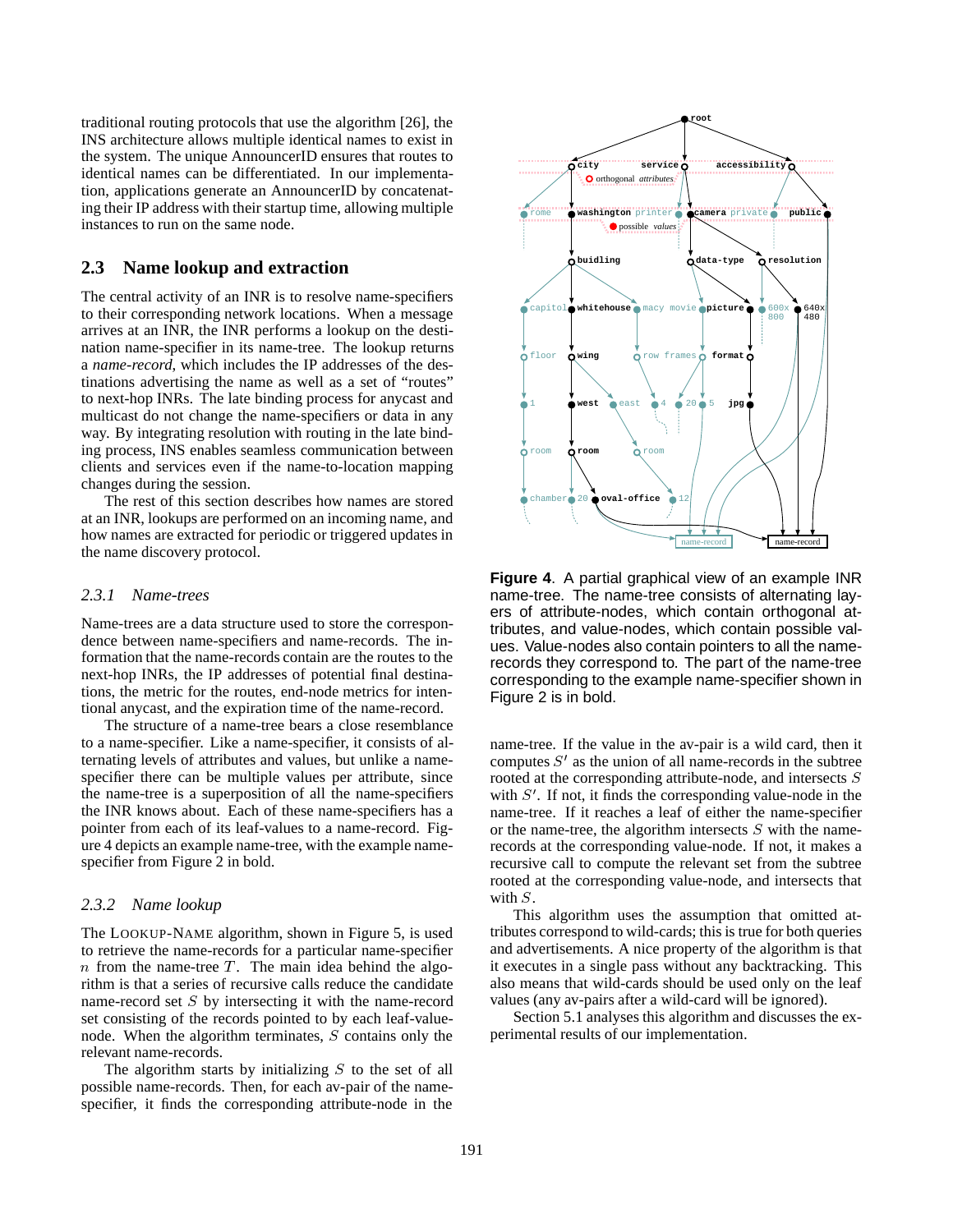traditional routing protocols that use the algorithm [26], the INS architecture allows multiple identical names to exist in the system. The unique AnnouncerID ensures that routes to identical names can be differentiated. In our implementation, applications generate an AnnouncerID by concatenating their IP address with their startup time, allowing multiple instances to run on the same node.

## 2.3 Name lookup and extraction

The central activity of an INR is to resolve name-specifiers to their corresponding network locations. When a message arrives at an INR, the INR performs a lookup on the destination name-specifier in its name-tree. The lookup returns a *name-record*, which includes the IP addresses of the destinations advertising the name as well as a set of "routes" to next-hop INRs. The late binding process for anycast and multicast do not change the name-specifiers or data in any way. By integrating resolution with routing in the late binding process, INS enables seamless communication between clients and services even if the name-to-location mapping changes during the session.

The rest of this section describes how names are stored at an INR, lookups are performed on an incoming name, and how names are extracted for periodic or triggered updates in the name discovery protocol.

### 2.3.1 Name-trees

Name-trees are a data structure used to store the correspondence between name-specifiers and name-records. The information that the name-records contain are the routes to the next-hop INRs, the IP addresses of potential final destinations, the metric for the routes, end-node metrics for intentional anycast, and the expiration time of the name-record.

The structure of a name-tree bears a close resemblance to a name-specifier. Like a name-specifier, it consists of alternating levels of attributes and values, but unlike a name-specifier there can be multiple values per attribute, since the name-tree is a superposition of all the name-specifiers the INR knows about. Each of these name-specifiers has a pointer from each of its leaf-values to a name-record. Figure 4 depicts an example name-tree, with the example name-specifier from Figure 2 in bold.

### 2.3.2 Name lookup

The LOOKUP-NAME algorithm, shown in Figure 5, is used to retrieve the name-records for a particular name-specifier $n$ from the name-tree $T$. The main idea behind the algorithm is that a series of recursive calls reduce the candidate name-record set $S$ by intersecting it with the name-record set consisting of the records pointed to by each leaf-value-node. When the algorithm terminates, $S$ contains only the relevant name-records.

The algorithm starts by initializing $S$ to the set of all possible name-records. Then, for each av-pair of the name-specifier, it finds the corresponding attribute-node in the name-tree. If the value in the av-pair is a wild card, then it computes $S'$ as the union of all name-records in the subtree rooted at the corresponding attribute-node, and intersects $S$ with $S'$. If not, it finds the corresponding value-node in the name-tree. If it reaches a leaf of either the name-specifier or the name-tree, the algorithm intersects $S$ with the name-records at the corresponding value-node. If not, it makes a recursive call to compute the relevant set from the subtree rooted at the corresponding value-node, and intersects that with $S$.

This algorithm uses the assumption that omitted attributes correspond to wild-cards; this is true for both queries and advertisements. A nice property of the algorithm is that it executes in a single pass without any backtracking. This also means that wild-cards should be used only on the leaf values (any av-pairs after a wild-card will be ignored).

Section 5.1 analyses this algorithm and discusses the experimental results of our implementation.

**Figure 4**. A partial graphical view of an example INR name-tree. The name-tree consists of alternating layers of attribute-nodes, which contain orthogonal attributes, and value-nodes, which contain possible values. Value-nodes also contain pointers to all the name-records they correspond to. The part of the name-tree corresponding to the example name-specifier shown in Figure 2 is in bold.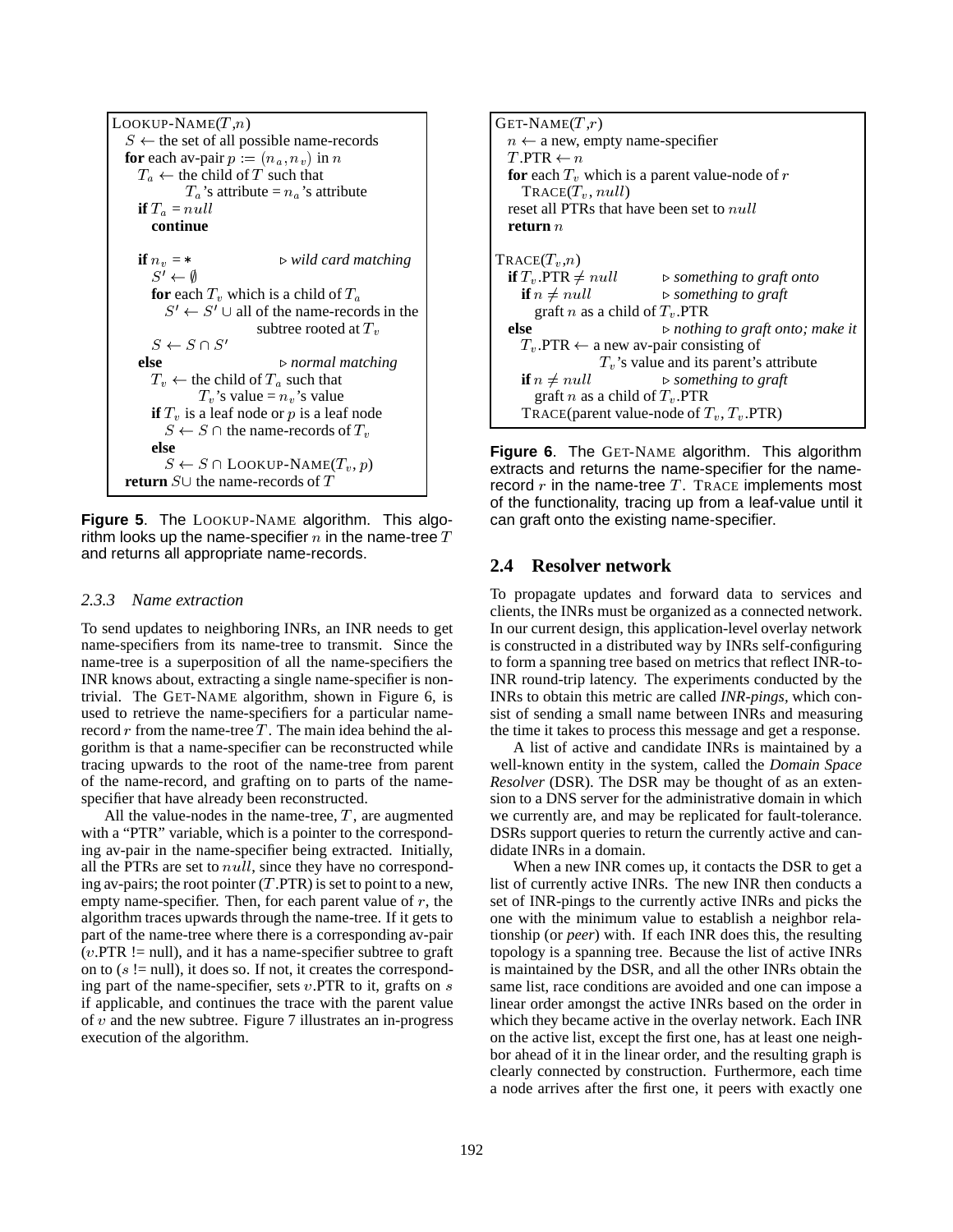```
LOOKUP-NAME(T,n)
  S ← the set of all possible name-records
  for each av-pair p := (n_a, n_v) in n
    T_a ← the child of T such that
          T_a's attribute = n_a's attribute
    if T_a = null
      continue

    if n_v = *                      ▷ wild card matching
      S' ← ∅
      for each T_v which is a child of T_a
        S' ← S' ∪ all of the name-records in the
                    subtree rooted at T_v
      S ← S ∩ S'
    else                            ▷ normal matching
      T_v ← the child of T_a such that
            T_v's value = n_v's value
      if T_v is a leaf node or p is a leaf node
        S ← S ∩ the name-records of T_v
      else
        S ← S ∩ LOOKUP-NAME(T_v, p)
  return S ∪ the name-records of T
```

**Figure 5**. The LOOKUP-NAME algorithm. This algorithm looks up the name-specifier $n$ in the name-tree $T$ and returns all appropriate name-records.

### 2.3.3 Name extraction

To send updates to neighboring INRs, an INR needs to get name-specifiers from its name-tree to transmit. Since the name-tree is a superposition of all the name-specifiers the INR knows about, extracting a single name-specifier is non-trivial. The GET-NAME algorithm, shown in Figure 6, is used to retrieve the name-specifiers for a particular name-record $r$ from the name-tree $T$. The main idea behind the algorithm is that a name-specifier can be reconstructed while tracing upwards to the root of the name-tree from parent of the name-record, and grafting on to parts of the name-specifier that have already been reconstructed.

All the value-nodes in the name-tree, $T$, are augmented with a "PTR" variable, which is a pointer to the corresponding av-pair in the name-specifier being extracted. Initially, all the PTRs are set to $null$, since they have no corresponding av-pairs; the root pointer ($T$.PTR) is set to point to a new, empty name-specifier. Then, for each parent value of $r$, the algorithm traces upwards through the name-tree. If it gets to part of the name-tree where there is a corresponding av-pair ($v$.PTR != null), and it has a name-specifier subtree to graft on to ($s$ != null), it does so. If not, it creates the corresponding part of the name-specifier, sets $v$.PTR to it, grafts on $s$ if applicable, and continues the trace with the parent value of $v$ and the new subtree. Figure 7 illustrates an in-progress execution of the algorithm.

```
GET-NAME(T,r)
  n ← a new, empty name-specifier
  T.PTR ← n
  for each T_v which is a parent value-node of r
    TRACE(T_v, null)
  reset all PTRs that have been set to null
  return n

TRACE(T_v,n)
  if T_v.PTR ≠ null          ▷ something to graft onto
    if n ≠ null              ▷ something to graft
      graft n as a child of T_v.PTR
  else                       ▷ nothing to graft onto; make it
    T_v.PTR ← a new av-pair consisting of
              T_v's value and its parent's attribute
    if n ≠ null              ▷ something to graft
      graft n as a child of T_v.PTR
    TRACE(parent value-node of T_v, T_v.PTR)
```

**Figure 6**. The GET-NAME algorithm. This algorithm extracts and returns the name-specifier for the name-record $r$ in the name-tree $T$. TRACE implements most of the functionality, tracing up from a leaf-value until it can graft onto the existing name-specifier.

## 2.4 Resolver network

To propagate updates and forward data to services and clients, the INRs must be organized as a connected network. In our current design, this application-level overlay network is constructed in a distributed way by INRs self-configuring to form a spanning tree based on metrics that reflect INR-to-INR round-trip latency. The experiments conducted by the INRs to obtain this metric are called *INR-pings*, which consist of sending a small name between INRs and measuring the time it takes to process this message and get a response.

A list of active and candidate INRs is maintained by a well-known entity in the system, called the *Domain Space Resolver* (DSR). The DSR may be thought of as an extension to a DNS server for the administrative domain in which we currently are, and may be replicated for fault-tolerance. DSRs support queries to return the currently active and candidate INRs in a domain.

When a new INR comes up, it contacts the DSR to get a list of currently active INRs. The new INR then conducts a set of INR-pings to the currently active INRs and picks the one with the minimum value to establish a neighbor relationship (or *peer*) with. If each INR does this, the resulting topology is a spanning tree. Because the list of active INRs is maintained by the DSR, and all the other INRs obtain the same list, race conditions are avoided and one can impose a linear order amongst the active INRs based on the order in which they became active in the overlay network. Each INR on the active list, except the first one, has at least one neighbor ahead of it in the linear order, and the resulting graph is clearly connected by construction. Furthermore, each time a node arrives after the first one, it peers with exactly one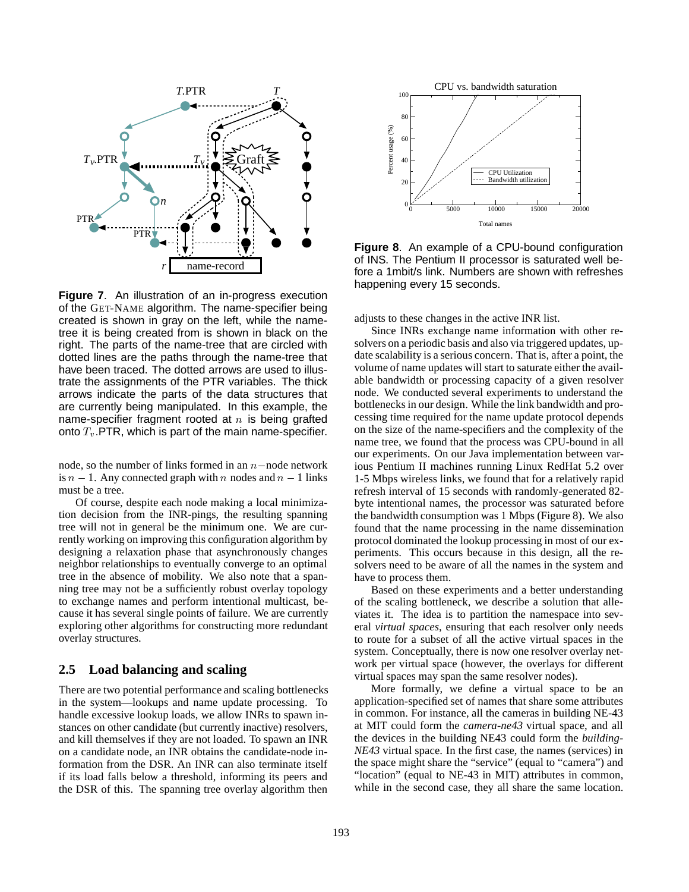**Figure 7**. An illustration of an in-progress execution of the GET-NAME algorithm. The name-specifier being created is shown in gray on the left, while the name-tree it is being created from is shown in black on the right. The parts of the name-tree that are circled with dotted lines are the paths through the name-tree that have been traced. The dotted arrows are used to illustrate the assignments of the PTR variables. The thick arrows indicate the parts of the data structures that are currently being manipulated. In this example, the name-specifier fragment rooted at $n$ is being grafted onto $T_v$.PTR, which is part of the main name-specifier.

node, so the number of links formed in an $n-$node network is $n-1$. Any connected graph with $n$ nodes and $n-1$ links must be a tree.

Of course, despite each node making a local minimization decision from the INR-pings, the resulting spanning tree will not in general be the minimum one. We are currently working on improving this configuration algorithm by designing a relaxation phase that asynchronously changes neighbor relationships to eventually converge to an optimal tree in the absence of mobility. We also note that a spanning tree may not be a sufficiently robust overlay topology to exchange names and perform intentional multicast, because it has several single points of failure. We are currently exploring other algorithms for constructing more redundant overlay structures.

## 2.5 Load balancing and scaling

There are two potential performance and scaling bottlenecks in the system—lookups and name update processing. To handle excessive lookup loads, we allow INRs to spawn instances on other candidate (but currently inactive) resolvers, and kill themselves if they are not loaded. To spawn an INR on a candidate node, an INR obtains the candidate-node information from the DSR. An INR can also terminate itself if its load falls below a threshold, informing its peers and the DSR of this. The spanning tree overlay algorithm then adjusts to these changes in the active INR list.

**Figure 8**. An example of a CPU-bound configuration of INS. The Pentium II processor is saturated well before a 1mbit/s link. Numbers are shown with refreshes happening every 15 seconds.

Since INRs exchange name information with other resolvers on a periodic basis and also via triggered updates, update scalability is a serious concern. That is, after a point, the volume of name updates will start to saturate either the available bandwidth or processing capacity of a given resolver node. We conducted several experiments to understand the bottlenecks in our design. While the link bandwidth and processing time required for the name update protocol depends on the size of the name-specifiers and the complexity of the name tree, we found that the process was CPU-bound in all our experiments. On our Java implementation between various Pentium II machines running Linux RedHat 5.2 over 1-5 Mbps wireless links, we found that for a relatively rapid refresh interval of 15 seconds with randomly-generated 82-byte intentional names, the processor was saturated before the bandwidth consumption was 1 Mbps (Figure 8). We also found that the name processing in the name dissemination protocol dominated the lookup processing in most of our experiments. This occurs because in this design, all the resolvers need to be aware of all the names in the system and have to process them.

Based on these experiments and a better understanding of the scaling bottleneck, we describe a solution that alleviates it. The idea is to partition the namespace into several *virtual spaces*, ensuring that each resolver only needs to route for a subset of all the active virtual spaces in the system. Conceptually, there is now one resolver overlay network per virtual space (however, the overlays for different virtual spaces may span the same resolver nodes).

More formally, we define a virtual space to be an application-specified set of names that share some attributes in common. For instance, all the cameras in building NE-43 at MIT could form the *camera-ne43* virtual space, and all the devices in the building NE43 could form the *building-NE43* virtual space. In the first case, the names (services) in the space might share the "service" (equal to "camera") and "location" (equal to NE-43 in MIT) attributes in common, while in the second case, they all share the same location.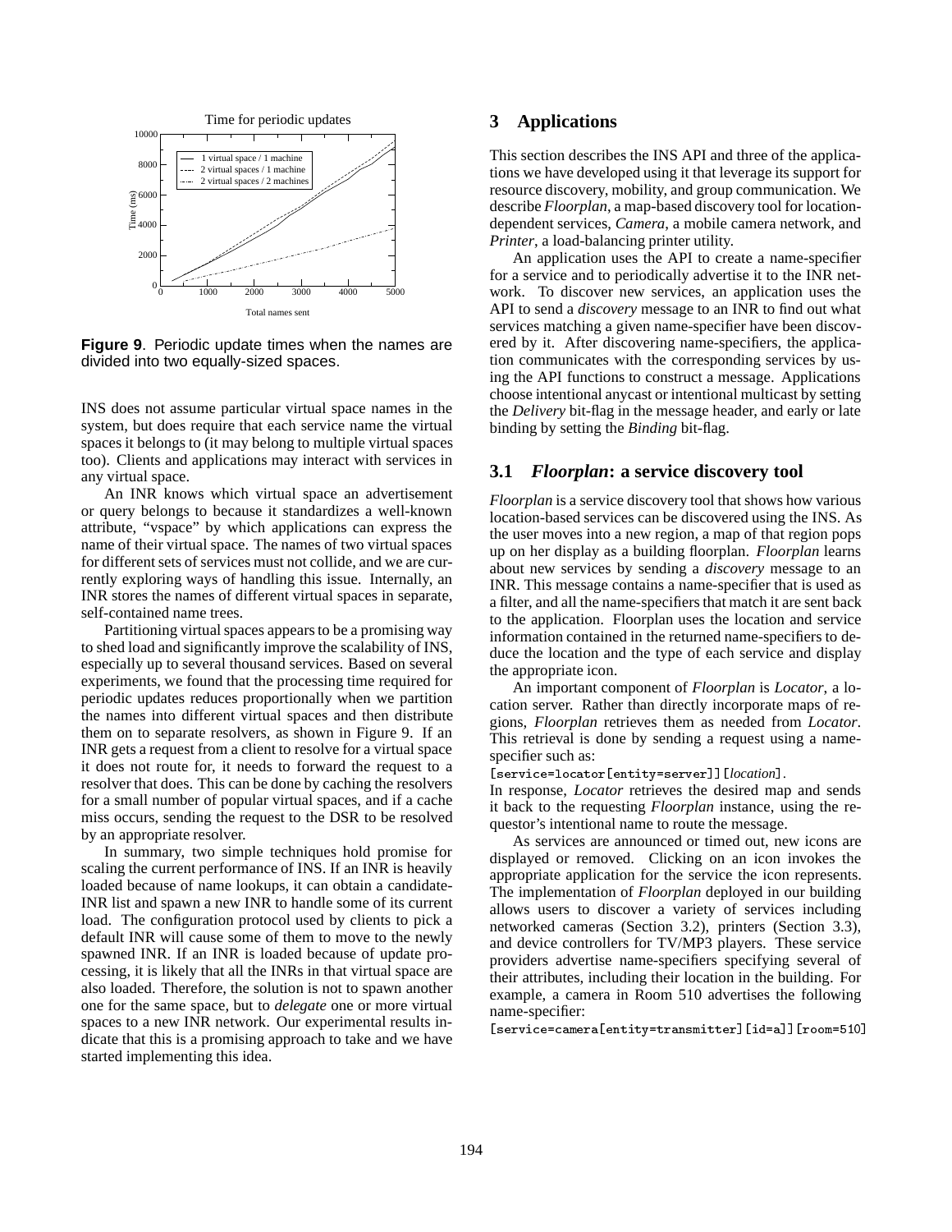Time for periodic updates

10000
8000
6000
4000
2000
0

Time (ms)

0 1000 2000 3000 4000 5000

Total names sent

1 virtual space / 1 machine
2 virtual spaces / 1 machine
2 virtual spaces / 2 machines

**Figure 9**. Periodic update times when the names are divided into two equally-sized spaces.

INS does not assume particular virtual space names in the system, but does require that each service name the virtual spaces it belongs to (it may belong to multiple virtual spaces too). Clients and applications may interact with services in any virtual space.

An INR knows which virtual space an advertisement or query belongs to because it standardizes a well-known attribute, "vspace" by which applications can express the name of their virtual space. The names of two virtual spaces for different sets of services must not collide, and we are currently exploring ways of handling this issue. Internally, an INR stores the names of different virtual spaces in separate, self-contained name trees.

Partitioning virtual spaces appears to be a promising way to shed load and significantly improve the scalability of INS, especially up to several thousand services. Based on several experiments, we found that the processing time required for periodic updates reduces proportionally when we partition the names into different virtual spaces and then distribute them on to separate resolvers, as shown in Figure 9. If an INR gets a request from a client to resolve for a virtual space it does not route for, it needs to forward the request to a resolver that does. This can be done by caching the resolvers for a small number of popular virtual spaces, and if a cache miss occurs, sending the request to the DSR to be resolved by an appropriate resolver.

In summary, two simple techniques hold promise for scaling the current performance of INS. If an INR is heavily loaded because of name lookups, it can obtain a candidate-INR list and spawn a new INR to handle some of its current load. The configuration protocol used by clients to pick a default INR will cause some of them to move to the newly spawned INR. If an INR is loaded because of update processing, it is likely that all the INRs in that virtual space are also loaded. Therefore, the solution is not to spawn another one for the same space, but to *delegate* one or more virtual spaces to a new INR network. Our experimental results indicate that this is a promising approach to take and we have started implementing this idea.

## 3 Applications

This section describes the INS API and three of the applications we have developed using it that leverage its support for resource discovery, mobility, and group communication. We describe *Floorplan*, a map-based discovery tool for location-dependent services, *Camera*, a mobile camera network, and *Printer*, a load-balancing printer utility.

An application uses the API to create a name-specifier for a service and to periodically advertise it to the INR network. To discover new services, an application uses the API to send a *discovery* message to an INR to find out what services matching a given name-specifier have been discovered by it. After discovering name-specifiers, the application communicates with the corresponding services by using the API functions to construct a message. Applications choose intentional anycast or intentional multicast by setting the *Delivery* bit-flag in the message header, and early or late binding by setting the *Binding* bit-flag.

### 3.1 *Floorplan*: a service discovery tool

*Floorplan* is a service discovery tool that shows how various location-based services can be discovered using the INS. As the user moves into a new region, a map of that region pops up on her display as a building floorplan. *Floorplan* learns about new services by sending a *discovery* message to an INR. This message contains a name-specifier that is used as a filter, and all the name-specifiers that match it are sent back to the application. Floorplan uses the location and service information contained in the returned name-specifiers to deduce the location and the type of each service and display the appropriate icon.

An important component of *Floorplan* is *Locator*, a location server. Rather than directly incorporate maps of regions, *Floorplan* retrieves them as needed from *Locator*. This retrieval is done by sending a request using a name-specifier such as:

`[service=locator[entity=server]][`*location*`]`.

In response, *Locator* retrieves the desired map and sends it back to the requesting *Floorplan* instance, using the requestor's intentional name to route the message.

As services are announced or timed out, new icons are displayed or removed. Clicking on an icon invokes the appropriate application for the service the icon represents. The implementation of *Floorplan* deployed in our building allows users to discover a variety of services including networked cameras (Section 3.2), printers (Section 3.3), and device controllers for TV/MP3 players. These service providers advertise name-specifiers specifying several of their attributes, including their location in the building. For example, a camera in Room 510 advertises the following name-specifier:

`[service=camera[entity=transmitter][id=a]][room=510]`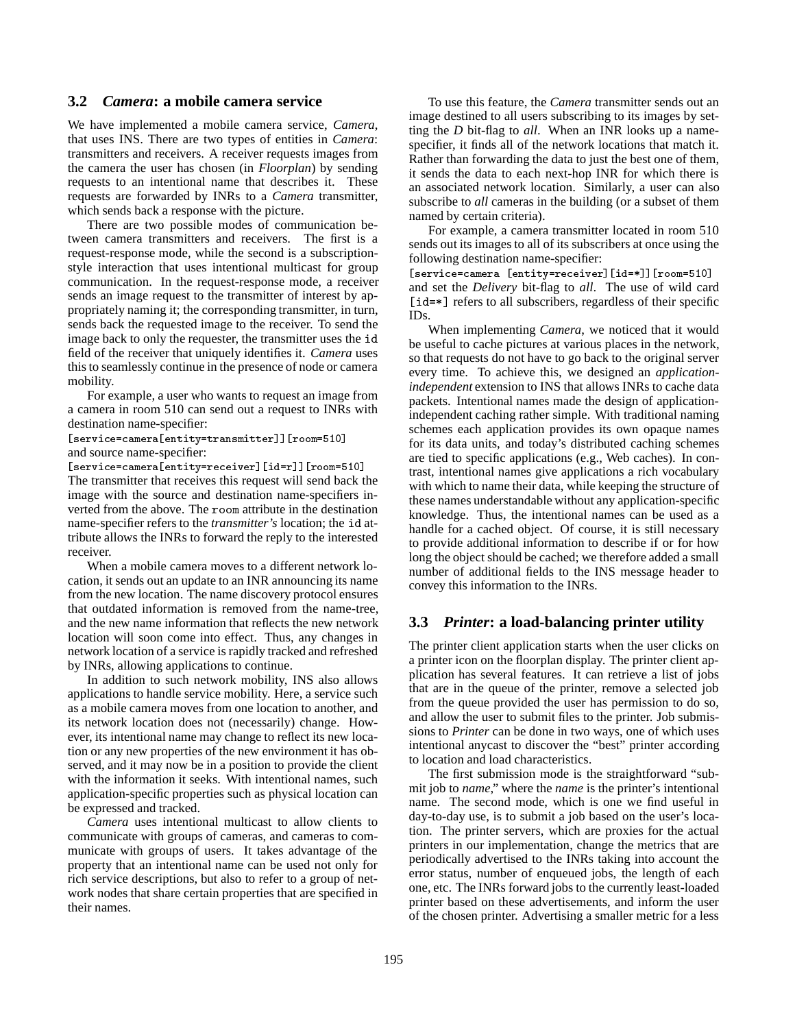### 3.2 *Camera*: a mobile camera service

We have implemented a mobile camera service, *Camera*, that uses INS. There are two types of entities in *Camera*: transmitters and receivers. A receiver requests images from the camera the user has chosen (in *Floorplan*) by sending requests to an intentional name that describes it. These requests are forwarded by INRs to a *Camera* transmitter, which sends back a response with the picture.

There are two possible modes of communication between camera transmitters and receivers. The first is a request-response mode, while the second is a subscription-style interaction that uses intentional multicast for group communication. In the request-response mode, a receiver sends an image request to the transmitter of interest by appropriately naming it; the corresponding transmitter, in turn, sends back the requested image to the receiver. To send the image back to only the requester, the transmitter uses the `id` field of the receiver that uniquely identifies it. *Camera* uses this to seamlessly continue in the presence of node or camera mobility.

For example, a user who wants to request an image from a camera in room 510 can send out a request to INRs with destination name-specifier:

`[service=camera[entity=transmitter]][room=510]`

and source name-specifier:

`[service=camera[entity=receiver][id=r]][room=510]`

The transmitter that receives this request will send back the image with the source and destination name-specifiers inverted from the above. The `room` attribute in the destination name-specifier refers to the *transmitter's* location; the `id` attribute allows the INRs to forward the reply to the interested receiver.

When a mobile camera moves to a different network location, it sends out an update to an INR announcing its name from the new location. The name discovery protocol ensures that outdated information is removed from the name-tree, and the new name information that reflects the new network location will soon come into effect. Thus, any changes in network location of a service is rapidly tracked and refreshed by INRs, allowing applications to continue.

In addition to such network mobility, INS also allows applications to handle service mobility. Here, a service such as a mobile camera moves from one location to another, and its network location does not (necessarily) change. However, its intentional name may change to reflect its new location or any new properties of the new environment it has observed, and it may now be in a position to provide the client with the information it seeks. With intentional names, such application-specific properties such as physical location can be expressed and tracked.

*Camera* uses intentional multicast to allow clients to communicate with groups of cameras, and cameras to communicate with groups of users. It takes advantage of the property that an intentional name can be used not only for rich service descriptions, but also to refer to a group of network nodes that share certain properties that are specified in their names.

To use this feature, the *Camera* transmitter sends out an image destined to all users subscribing to its images by setting the *D* bit-flag to *all*. When an INR looks up a name-specifier, it finds all of the network locations that match it. Rather than forwarding the data to just the best one of them, it sends the data to each next-hop INR for which there is an associated network location. Similarly, a user can also subscribe to *all* cameras in the building (or a subset of them named by certain criteria).

For example, a camera transmitter located in room 510 sends out its images to all of its subscribers at once using the following destination name-specifier:

`[service=camera [entity=receiver][id=*]][room=510]`

and set the *Delivery* bit-flag to *all*. The use of wild card `[id=*]` refers to all subscribers, regardless of their specific IDs.

When implementing *Camera*, we noticed that it would be useful to cache pictures at various places in the network, so that requests do not have to go back to the original server every time. To achieve this, we designed an *application-independent* extension to INS that allows INRs to cache data packets. Intentional names made the design of application-independent caching rather simple. With traditional naming schemes each application provides its own opaque names for its data units, and today's distributed caching schemes are tied to specific applications (e.g., Web caches). In contrast, intentional names give applications a rich vocabulary with which to name their data, while keeping the structure of these names understandable without any application-specific knowledge. Thus, the intentional names can be used as a handle for a cached object. Of course, it is still necessary to provide additional information to describe if or for how long the object should be cached; we therefore added a small number of additional fields to the INS message header to convey this information to the INRs.

### 3.3 *Printer*: a load-balancing printer utility

The printer client application starts when the user clicks on a printer icon on the floorplan display. The printer client application has several features. It can retrieve a list of jobs that are in the queue of the printer, remove a selected job from the queue provided the user has permission to do so, and allow the user to submit files to the printer. Job submissions to *Printer* can be done in two ways, one of which uses intentional anycast to discover the "best" printer according to location and load characteristics.

The first submission mode is the straightforward "submit job to *name*," where the *name* is the printer's intentional name. The second mode, which is one we find useful in day-to-day use, is to submit a job based on the user's location. The printer servers, which are proxies for the actual printers in our implementation, change the metrics that are periodically advertised to the INRs taking into account the error status, number of enqueued jobs, the length of each one, etc. The INRs forward jobs to the currently least-loaded printer based on these advertisements, and inform the user of the chosen printer. Advertising a smaller metric for a less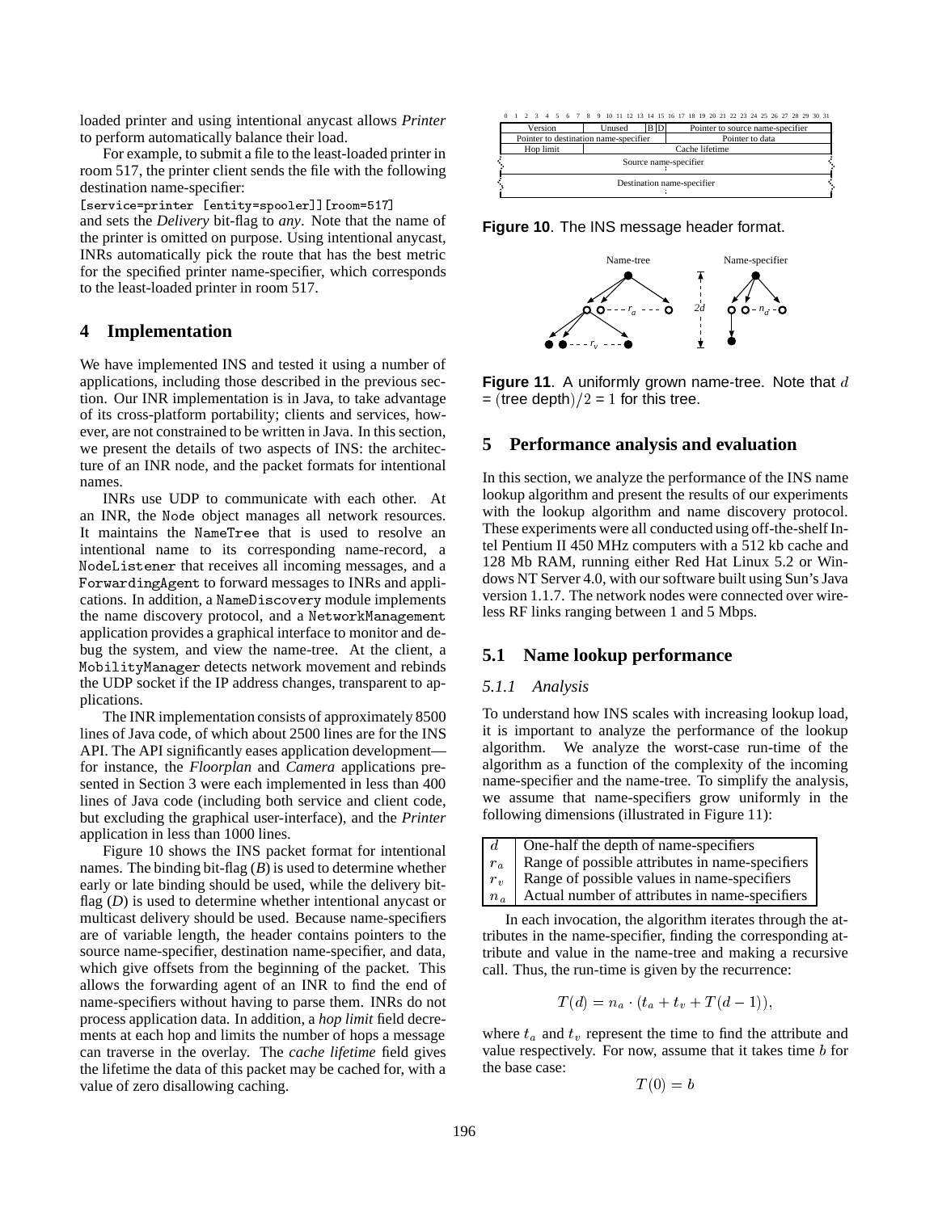loaded printer and using intentional anycast allows *Printer* to perform automatically balance their load.

For example, to submit a file to the least-loaded printer in room 517, the printer client sends the file with the following destination name-specifier:

```
[service=printer [entity=spooler]][room=517]
```

and sets the *Delivery* bit-flag to *any*. Note that the name of the printer is omitted on purpose. Using intentional anycast, INRs automatically pick the route that has the best metric for the specified printer name-specifier, which corresponds to the least-loaded printer in room 517.

## 4 Implementation

We have implemented INS and tested it using a number of applications, including those described in the previous section. Our INR implementation is in Java, to take advantage of its cross-platform portability; clients and services, however, are not constrained to be written in Java. In this section, we present the details of two aspects of INS: the architecture of an INR node, and the packet formats for intentional names.

INRs use UDP to communicate with each other. At an INR, the `Node` object manages all network resources. It maintains the `NameTree` that is used to resolve an intentional name to its corresponding name-record, a `NodeListener` that receives all incoming messages, and a `ForwardingAgent` to forward messages to INRs and applications. In addition, a `NameDiscovery` module implements the name discovery protocol, and a `NetworkManagement` application provides a graphical interface to monitor and debug the system, and view the name-tree. At the client, a `MobilityManager` detects network movement and rebinds the UDP socket if the IP address changes, transparent to applications.

The INR implementation consists of approximately 8500 lines of Java code, of which about 2500 lines are for the INS API. The API significantly eases application development—for instance, the *Floorplan* and *Camera* applications presented in Section 3 were each implemented in less than 400 lines of Java code (including both service and client code, but excluding the graphical user-interface), and the *Printer* application in less than 1000 lines.

Figure 10 shows the INS packet format for intentional names. The binding bit-flag (*B*) is used to determine whether early or late binding should be used, while the delivery bit-flag (*D*) is used to determine whether intentional anycast or multicast delivery should be used. Because name-specifiers are of variable length, the header contains pointers to the source name-specifier, destination name-specifier, and data, which give offsets from the beginning of the packet. This allows the forwarding agent of an INR to find the end of name-specifiers without having to parse them. INRs do not process application data. In addition, a *hop limit* field decrements at each hop and limits the number of hops a message can traverse in the overlay. The *cache lifetime* field gives the lifetime the data of this packet may be cached for, with a value of zero disallowing caching.

| 0–7 | 8–13 | 14 | 15 | 16–31 |
|---|---|---|---|---|
| Version | Unused | B | D | Pointer to source name-specifier |
| Pointer to destination name-specifier | | | | Pointer to data |
| Hop limit | Cache lifetime | | | |
| Source name-specifier | | | | |
| Destination name-specifier | | | | |

**Figure 10**. The INS message header format.

**Figure 11**. A uniformly grown name-tree. Note that $d = (\text{tree depth})/2 = 1$ for this tree.

## 5 Performance analysis and evaluation

In this section, we analyze the performance of the INS name lookup algorithm and present the results of our experiments with the lookup algorithm and name discovery protocol. These experiments were all conducted using off-the-shelf Intel Pentium II 450 MHz computers with a 512 kb cache and 128 Mb RAM, running either Red Hat Linux 5.2 or Windows NT Server 4.0, with our software built using Sun's Java version 1.1.7. The network nodes were connected over wireless RF links ranging between 1 and 5 Mbps.

### 5.1 Name lookup performance

#### 5.1.1 Analysis

To understand how INS scales with increasing lookup load, it is important to analyze the performance of the lookup algorithm. We analyze the worst-case run-time of the algorithm as a function of the complexity of the incoming name-specifier and the name-tree. To simplify the analysis, we assume that name-specifiers grow uniformly in the following dimensions (illustrated in Figure 11):

| | |
|---|---|
| $d$ | One-half the depth of name-specifiers |
| $r_a$ | Range of possible attributes in name-specifiers |
| $r_v$ | Range of possible values in name-specifiers |
| $n_a$ | Actual number of attributes in name-specifiers |

In each invocation, the algorithm iterates through the attributes in the name-specifier, finding the corresponding attribute and value in the name-tree and making a recursive call. Thus, the run-time is given by the recurrence:

$$T(d) = n_a \cdot (t_a + t_v + T(d-1)),$$

where $t_a$ and $t_v$ represent the time to find the attribute and value respectively. For now, assume that it takes time $b$ for the base case:

$$T(0) = b$$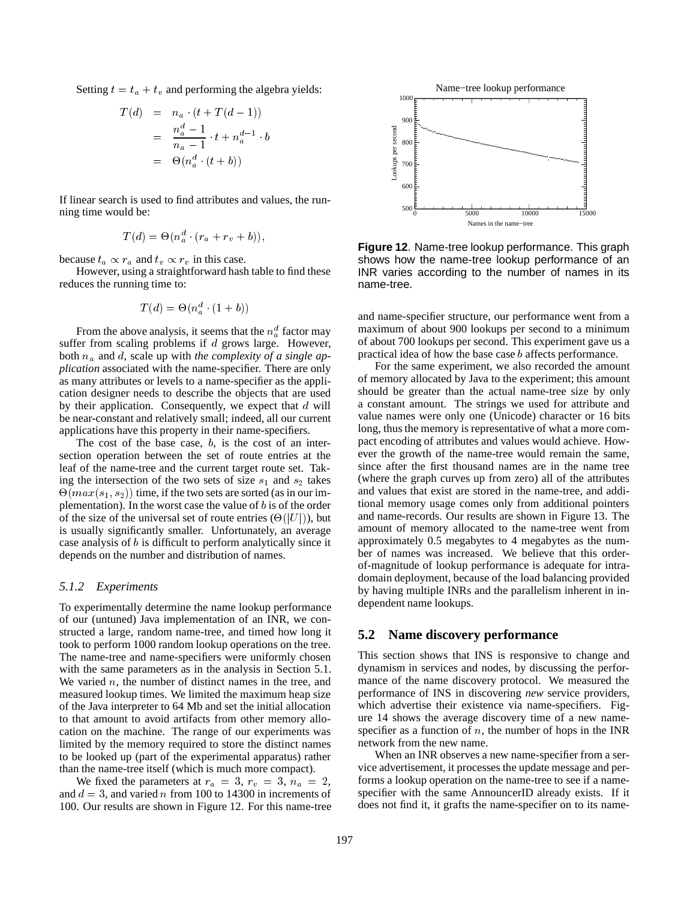Setting $t = t_a + t_v$ and performing the algebra yields:

$$
\begin{aligned}
T(d) &= n_a \cdot (t + T(d-1)) \\
&= \frac{n_a^d - 1}{n_a - 1} \cdot t + n_a^{d-1} \cdot b \\
&= \Theta(n_a^d \cdot (t + b))
\end{aligned}
$$

If linear search is used to find attributes and values, the running time would be:

$$T(d) = \Theta(n_a^d \cdot (r_a + r_v + b)),$$

because $t_a \propto r_a$ and $t_v \propto r_v$ in this case.

However, using a straightforward hash table to find these reduces the running time to:

$$T(d) = \Theta(n_a^d \cdot (1 + b))$$

From the above analysis, it seems that the $n_a^d$ factor may suffer from scaling problems if $d$ grows large. However, both $n_a$ and $d$, scale up with *the complexity of a single application* associated with the name-specifier. There are only as many attributes or levels to a name-specifier as the application designer needs to describe the objects that are used by their application. Consequently, we expect that $d$ will be near-constant and relatively small; indeed, all our current applications have this property in their name-specifiers.

The cost of the base case, $b$, is the cost of an intersection operation between the set of route entries at the leaf of the name-tree and the current target route set. Taking the intersection of the two sets of size $s_1$ and $s_2$ takes $\Theta(max(s_1, s_2))$ time, if the two sets are sorted (as in our implementation). In the worst case the value of $b$ is of the order of the size of the universal set of route entries ($\Theta(|U|)$), but is usually significantly smaller. Unfortunately, an average case analysis of $b$ is difficult to perform analytically since it depends on the number and distribution of names.

### *5.1.2 Experiments*

To experimentally determine the name lookup performance of our (untuned) Java implementation of an INR, we constructed a large, random name-tree, and timed how long it took to perform 1000 random lookup operations on the tree. The name-tree and name-specifiers were uniformly chosen with the same parameters as in the analysis in Section 5.1. We varied $n$, the number of distinct names in the tree, and measured lookup times. We limited the maximum heap size of the Java interpreter to 64 Mb and set the initial allocation to that amount to avoid artifacts from other memory allocation on the machine. The range of our experiments was limited by the memory required to store the distinct names to be looked up (part of the experimental apparatus) rather than the name-tree itself (which is much more compact).

We fixed the parameters at $r_a = 3$, $r_v = 3$, $n_a = 2$, and $d = 3$, and varied $n$ from 100 to 14300 in increments of 100. Our results are shown in Figure 12. For this name-tree and name-specifier structure, our performance went from a maximum of about 900 lookups per second to a minimum of about 700 lookups per second. This experiment gave us a practical idea of how the base case $b$ affects performance.

**Figure 12**. Name-tree lookup performance. This graph shows how the name-tree lookup performance of an INR varies according to the number of names in its name-tree.

For the same experiment, we also recorded the amount of memory allocated by Java to the experiment; this amount should be greater than the actual name-tree size by only a constant amount. The strings we used for attribute and value names were only one (Unicode) character or 16 bits long, thus the memory is representative of what a more compact encoding of attributes and values would achieve. However the growth of the name-tree would remain the same, since after the first thousand names are in the name tree (where the graph curves up from zero) all of the attributes and values that exist are stored in the name-tree, and additional memory usage comes only from additional pointers and name-records. Our results are shown in Figure 13. The amount of memory allocated to the name-tree went from approximately 0.5 megabytes to 4 megabytes as the number of names was increased. We believe that this order-of-magnitude of lookup performance is adequate for intra-domain deployment, because of the load balancing provided by having multiple INRs and the parallelism inherent in independent name lookups.

## 5.2 Name discovery performance

This section shows that INS is responsive to change and dynamism in services and nodes, by discussing the performance of the name discovery protocol. We measured the performance of INS in discovering *new* service providers, which advertise their existence via name-specifiers. Figure 14 shows the average discovery time of a new name-specifier as a function of $n$, the number of hops in the INR network from the new name.

When an INR observes a new name-specifier from a service advertisement, it processes the update message and performs a lookup operation on the name-tree to see if a name-specifier with the same AnnouncerID already exists. If it does not find it, it grafts the name-specifier on to its name-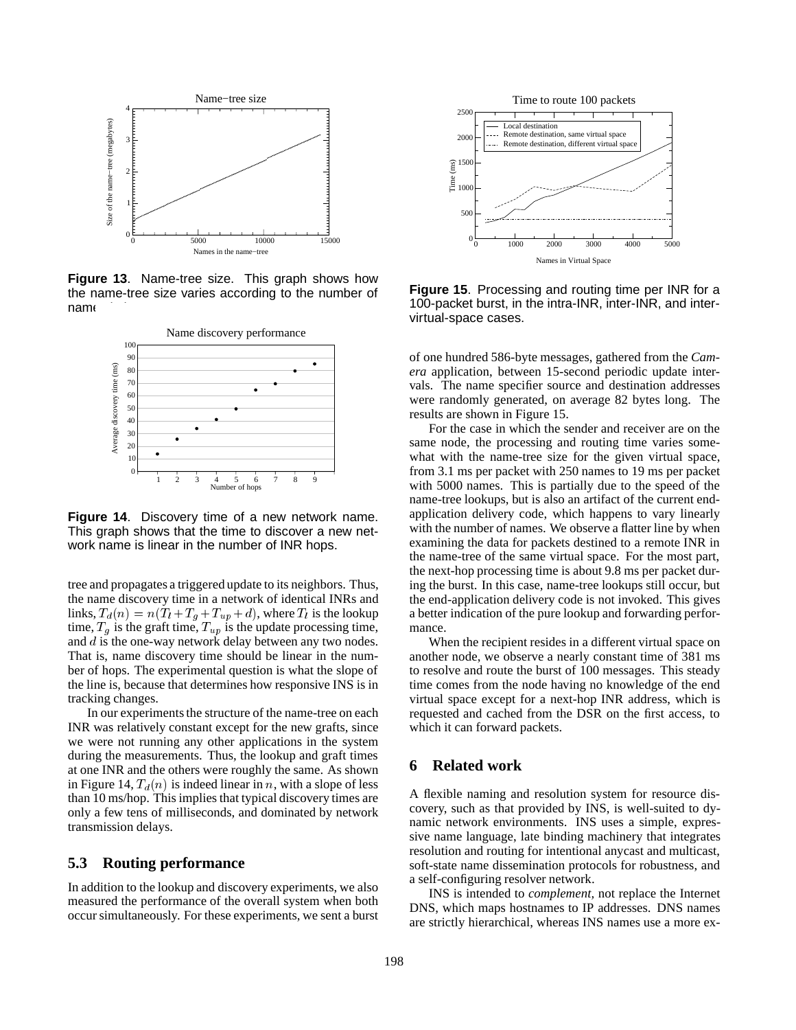**Figure 13**. Name-tree size. This graph shows how the name-tree size varies according to the number of names.

**Figure 14**. Discovery time of a new network name. This graph shows that the time to discover a new network name is linear in the number of INR hops.

tree and propagates a triggered update to its neighbors. Thus, the name discovery time in a network of identical INRs and links, $T_d(n) = n(T_l + T_g + T_{up} + d)$, where $T_l$ is the lookup time, $T_g$ is the graft time, $T_{up}$ is the update processing time, and $d$ is the one-way network delay between any two nodes. That is, name discovery time should be linear in the number of hops. The experimental question is what the slope of the line is, because that determines how responsive INS is in tracking changes.

In our experiments the structure of the name-tree on each INR was relatively constant except for the new grafts, since we were not running any other applications in the system during the measurements. Thus, the lookup and graft times at one INR and the others were roughly the same. As shown in Figure 14, $T_d(n)$ is indeed linear in $n$, with a slope of less than 10 ms/hop. This implies that typical discovery times are only a few tens of milliseconds, and dominated by network transmission delays.

### 5.3 Routing performance

In addition to the lookup and discovery experiments, we also measured the performance of the overall system when both occur simultaneously. For these experiments, we sent a burst of one hundred 586-byte messages, gathered from the *Camera* application, between 15-second periodic update intervals. The name specifier source and destination addresses were randomly generated, on average 82 bytes long. The results are shown in Figure 15.

**Figure 15**. Processing and routing time per INR for a 100-packet burst, in the intra-INR, inter-INR, and inter-virtual-space cases.

For the case in which the sender and receiver are on the same node, the processing and routing time varies somewhat with the name-tree size for the given virtual space, from 3.1 ms per packet with 250 names to 19 ms per packet with 5000 names. This is partially due to the speed of the name-tree lookups, but is also an artifact of the current end-application delivery code, which happens to vary linearly with the number of names. We observe a flatter line by when examining the data for packets destined to a remote INR in the name-tree of the same virtual space. For the most part, the next-hop processing time is about 9.8 ms per packet during the burst. In this case, name-tree lookups still occur, but the end-application delivery code is not invoked. This gives a better indication of the pure lookup and forwarding performance.

When the recipient resides in a different virtual space on another node, we observe a nearly constant time of 381 ms to resolve and route the burst of 100 messages. This steady time comes from the node having no knowledge of the end virtual space except for a next-hop INR address, which is requested and cached from the DSR on the first access, to which it can forward packets.

## 6 Related work

A flexible naming and resolution system for resource discovery, such as that provided by INS, is well-suited to dynamic network environments. INS uses a simple, expressive name language, late binding machinery that integrates resolution and routing for intentional anycast and multicast, soft-state name dissemination protocols for robustness, and a self-configuring resolver network.

INS is intended to *complement*, not replace the Internet DNS, which maps hostnames to IP addresses. DNS names are strictly hierarchical, whereas INS names use a more ex-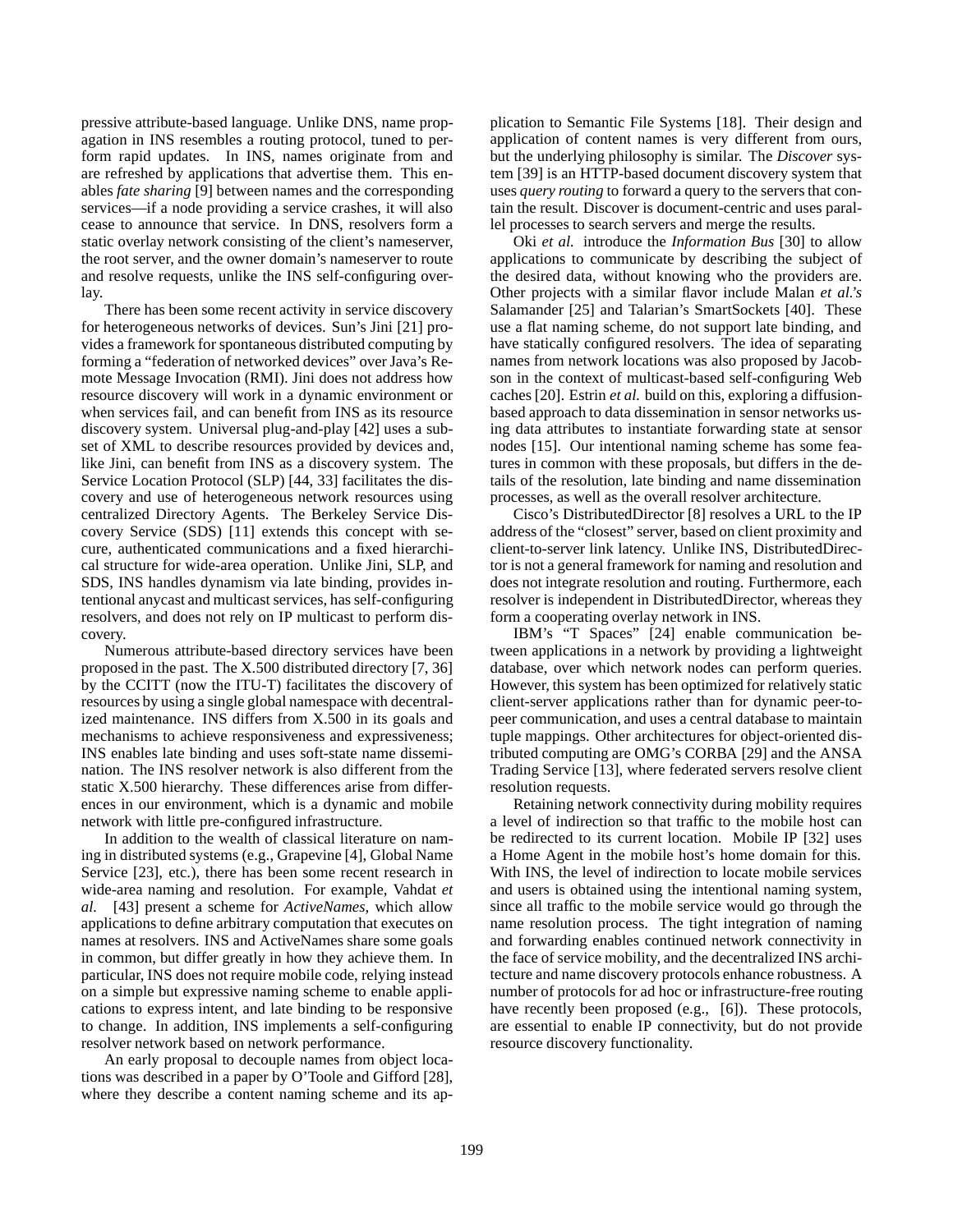pressive attribute-based language. Unlike DNS, name propagation in INS resembles a routing protocol, tuned to perform rapid updates. In INS, names originate from and are refreshed by applications that advertise them. This enables *fate sharing* [9] between names and the corresponding services—if a node providing a service crashes, it will also cease to announce that service. In DNS, resolvers form a static overlay network consisting of the client's nameserver, the root server, and the owner domain's nameserver to route and resolve requests, unlike the INS self-configuring overlay.

There has been some recent activity in service discovery for heterogeneous networks of devices. Sun's Jini [21] provides a framework for spontaneous distributed computing by forming a "federation of networked devices" over Java's Remote Message Invocation (RMI). Jini does not address how resource discovery will work in a dynamic environment or when services fail, and can benefit from INS as its resource discovery system. Universal plug-and-play [42] uses a subset of XML to describe resources provided by devices and, like Jini, can benefit from INS as a discovery system. The Service Location Protocol (SLP) [44, 33] facilitates the discovery and use of heterogeneous network resources using centralized Directory Agents. The Berkeley Service Discovery Service (SDS) [11] extends this concept with secure, authenticated communications and a fixed hierarchical structure for wide-area operation. Unlike Jini, SLP, and SDS, INS handles dynamism via late binding, provides intentional anycast and multicast services, has self-configuring resolvers, and does not rely on IP multicast to perform discovery.

Numerous attribute-based directory services have been proposed in the past. The X.500 distributed directory [7, 36] by the CCITT (now the ITU-T) facilitates the discovery of resources by using a single global namespace with decentralized maintenance. INS differs from X.500 in its goals and mechanisms to achieve responsiveness and expressiveness; INS enables late binding and uses soft-state name dissemination. The INS resolver network is also different from the static X.500 hierarchy. These differences arise from differences in our environment, which is a dynamic and mobile network with little pre-configured infrastructure.

In addition to the wealth of classical literature on naming in distributed systems (e.g., Grapevine [4], Global Name Service [23], etc.), there has been some recent research in wide-area naming and resolution. For example, Vahdat *et al.* [43] present a scheme for *ActiveNames*, which allow applications to define arbitrary computation that executes on names at resolvers. INS and ActiveNames share some goals in common, but differ greatly in how they achieve them. In particular, INS does not require mobile code, relying instead on a simple but expressive naming scheme to enable applications to express intent, and late binding to be responsive to change. In addition, INS implements a self-configuring resolver network based on network performance.

An early proposal to decouple names from object locations was described in a paper by O'Toole and Gifford [28], where they describe a content naming scheme and its application to Semantic File Systems [18]. Their design and application of content names is very different from ours, but the underlying philosophy is similar. The *Discover* system [39] is an HTTP-based document discovery system that uses *query routing* to forward a query to the servers that contain the result. Discover is document-centric and uses parallel processes to search servers and merge the results.

Oki *et al.* introduce the *Information Bus* [30] to allow applications to communicate by describing the subject of the desired data, without knowing who the providers are. Other projects with a similar flavor include Malan *et al.'s* Salamander [25] and Talarian's SmartSockets [40]. These use a flat naming scheme, do not support late binding, and have statically configured resolvers. The idea of separating names from network locations was also proposed by Jacobson in the context of multicast-based self-configuring Web caches [20]. Estrin *et al.* build on this, exploring a diffusion-based approach to data dissemination in sensor networks using data attributes to instantiate forwarding state at sensor nodes [15]. Our intentional naming scheme has some features in common with these proposals, but differs in the details of the resolution, late binding and name dissemination processes, as well as the overall resolver architecture.

Cisco's DistributedDirector [8] resolves a URL to the IP address of the "closest" server, based on client proximity and client-to-server link latency. Unlike INS, DistributedDirector is not a general framework for naming and resolution and does not integrate resolution and routing. Furthermore, each resolver is independent in DistributedDirector, whereas they form a cooperating overlay network in INS.

IBM's "T Spaces" [24] enable communication between applications in a network by providing a lightweight database, over which network nodes can perform queries. However, this system has been optimized for relatively static client-server applications rather than for dynamic peer-to-peer communication, and uses a central database to maintain tuple mappings. Other architectures for object-oriented distributed computing are OMG's CORBA [29] and the ANSA Trading Service [13], where federated servers resolve client resolution requests.

Retaining network connectivity during mobility requires a level of indirection so that traffic to the mobile host can be redirected to its current location. Mobile IP [32] uses a Home Agent in the mobile host's home domain for this. With INS, the level of indirection to locate mobile services and users is obtained using the intentional naming system, since all traffic to the mobile service would go through the name resolution process. The tight integration of naming and forwarding enables continued network connectivity in the face of service mobility, and the decentralized INS architecture and name discovery protocols enhance robustness. A number of protocols for ad hoc or infrastructure-free routing have recently been proposed (e.g., [6]). These protocols, are essential to enable IP connectivity, but do not provide resource discovery functionality.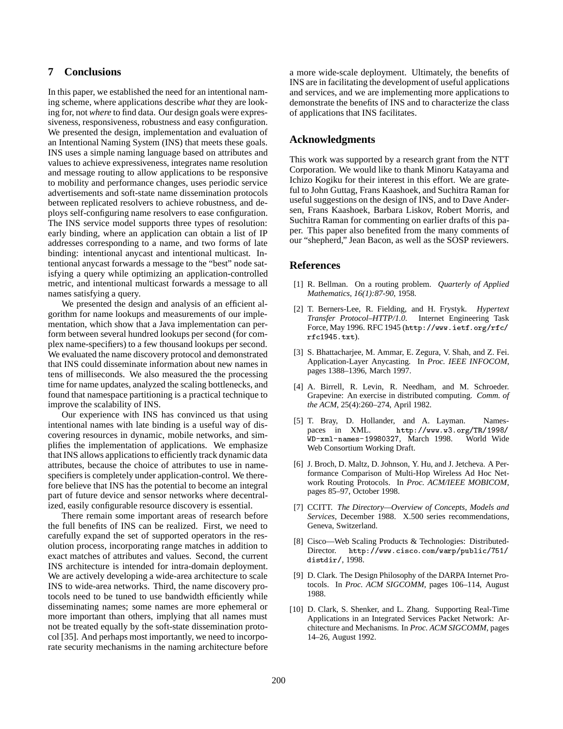## 7 Conclusions

In this paper, we established the need for an intentional naming scheme, where applications describe *what* they are looking for, not *where* to find data. Our design goals were expressiveness, responsiveness, robustness and easy configuration. We presented the design, implementation and evaluation of an Intentional Naming System (INS) that meets these goals. INS uses a simple naming language based on attributes and values to achieve expressiveness, integrates name resolution and message routing to allow applications to be responsive to mobility and performance changes, uses periodic service advertisements and soft-state name dissemination protocols between replicated resolvers to achieve robustness, and deploys self-configuring name resolvers to ease configuration. The INS service model supports three types of resolution: early binding, where an application can obtain a list of IP addresses corresponding to a name, and two forms of late binding: intentional anycast and intentional multicast. Intentional anycast forwards a message to the "best" node satisfying a query while optimizing an application-controlled metric, and intentional multicast forwards a message to all names satisfying a query.

We presented the design and analysis of an efficient algorithm for name lookups and measurements of our implementation, which show that a Java implementation can perform between several hundred lookups per second (for complex name-specifiers) to a few thousand lookups per second. We evaluated the name discovery protocol and demonstrated that INS could disseminate information about new names in tens of milliseconds. We also measured the the processing time for name updates, analyzed the scaling bottlenecks, and found that namespace partitioning is a practical technique to improve the scalability of INS.

Our experience with INS has convinced us that using intentional names with late binding is a useful way of discovering resources in dynamic, mobile networks, and simplifies the implementation of applications. We emphasize that INS allows applications to efficiently track dynamic data attributes, because the choice of attributes to use in name-specifiers is completely under application-control. We therefore believe that INS has the potential to become an integral part of future device and sensor networks where decentralized, easily configurable resource discovery is essential.

There remain some important areas of research before the full benefits of INS can be realized. First, we need to carefully expand the set of supported operators in the resolution process, incorporating range matches in addition to exact matches of attributes and values. Second, the current INS architecture is intended for intra-domain deployment. We are actively developing a wide-area architecture to scale INS to wide-area networks. Third, the name discovery protocols need to be tuned to use bandwidth efficiently while disseminating names; some names are more ephemeral or more important than others, implying that all names must not be treated equally by the soft-state dissemination protocol [35]. And perhaps most importantly, we need to incorporate security mechanisms in the naming architecture before a more wide-scale deployment. Ultimately, the benefits of INS are in facilitating the development of useful applications and services, and we are implementing more applications to demonstrate the benefits of INS and to characterize the class of applications that INS facilitates.

## Acknowledgments

This work was supported by a research grant from the NTT Corporation. We would like to thank Minoru Katayama and Ichizo Kogiku for their interest in this effort. We are grateful to John Guttag, Frans Kaashoek, and Suchitra Raman for useful suggestions on the design of INS, and to Dave Andersen, Frans Kaashoek, Barbara Liskov, Robert Morris, and Suchitra Raman for commenting on earlier drafts of this paper. This paper also benefited from the many comments of our "shepherd," Jean Bacon, as well as the SOSP reviewers.

## References

[1] R. Bellman. On a routing problem. *Quarterly of Applied Mathematics, 16(1):87-90*, 1958.

[2] T. Berners-Lee, R. Fielding, and H. Frystyk. *Hypertext Transfer Protocol–HTTP/1.0*. Internet Engineering Task Force, May 1996. RFC 1945 (`http://www.ietf.org/rfc/rfc1945.txt`).

[3] S. Bhattacharjee, M. Ammar, E. Zegura, V. Shah, and Z. Fei. Application-Layer Anycasting. In *Proc. IEEE INFOCOM*, pages 1388–1396, March 1997.

[4] A. Birrell, R. Levin, R. Needham, and M. Schroeder. Grapevine: An exercise in distributed computing. *Comm. of the ACM*, 25(4):260–274, April 1982.

[5] T. Bray, D. Hollander, and A. Layman. Namespaces in XML. `http://www.w3.org/TR/1998/WD-xml-names-19980327`, March 1998. World Wide Web Consortium Working Draft.

[6] J. Broch, D. Maltz, D. Johnson, Y. Hu, and J. Jetcheva. A Performance Comparison of Multi-Hop Wireless Ad Hoc Network Routing Protocols. In *Proc. ACM/IEEE MOBICOM*, pages 85–97, October 1998.

[7] CCITT. *The Directory—Overview of Concepts, Models and Services*, December 1988. X.500 series recommendations, Geneva, Switzerland.

[8] Cisco—Web Scaling Products & Technologies: Distributed-Director. `http://www.cisco.com/warp/public/751/distdir/`, 1998.

[9] D. Clark. The Design Philosophy of the DARPA Internet Protocols. In *Proc. ACM SIGCOMM*, pages 106–114, August 1988.

[10] D. Clark, S. Shenker, and L. Zhang. Supporting Real-Time Applications in an Integrated Services Packet Network: Architecture and Mechanisms. In *Proc. ACM SIGCOMM*, pages 14–26, August 1992.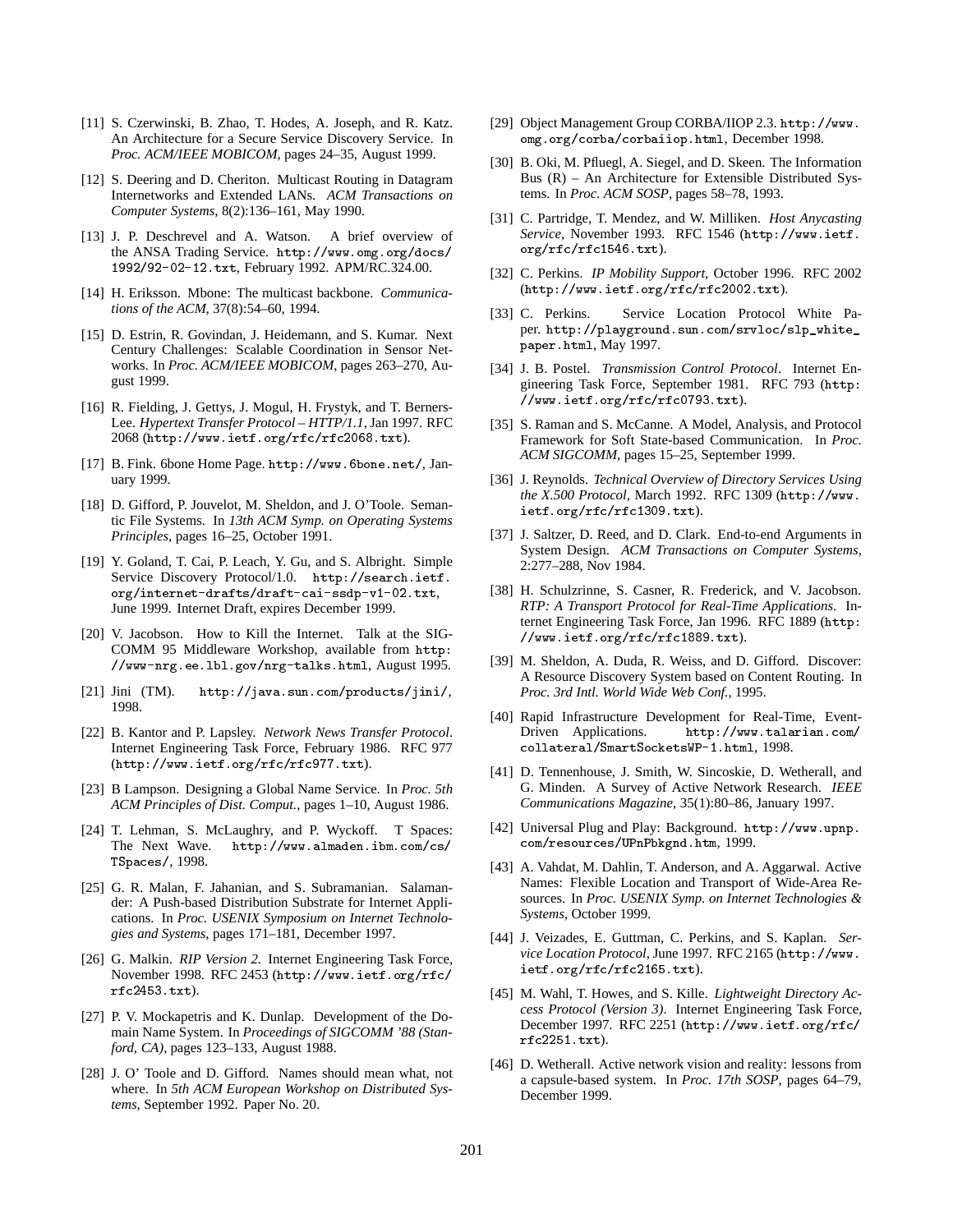[11] S. Czerwinski, B. Zhao, T. Hodes, A. Joseph, and R. Katz. An Architecture for a Secure Service Discovery Service. In *Proc. ACM/IEEE MOBICOM*, pages 24–35, August 1999.

[12] S. Deering and D. Cheriton. Multicast Routing in Datagram Internetworks and Extended LANs. *ACM Transactions on Computer Systems*, 8(2):136–161, May 1990.

[13] J. P. Deschrevel and A. Watson. A brief overview of the ANSA Trading Service. `http://www.omg.org/docs/1992/92-02-12.txt`, February 1992. APM/RC.324.00.

[14] H. Eriksson. Mbone: The multicast backbone. *Communications of the ACM*, 37(8):54–60, 1994.

[15] D. Estrin, R. Govindan, J. Heidemann, and S. Kumar. Next Century Challenges: Scalable Coordination in Sensor Networks. In *Proc. ACM/IEEE MOBICOM*, pages 263–270, August 1999.

[16] R. Fielding, J. Gettys, J. Mogul, H. Frystyk, and T. Berners-Lee. *Hypertext Transfer Protocol – HTTP/1.1*, Jan 1997. RFC 2068 (`http://www.ietf.org/rfc/rfc2068.txt`).

[17] B. Fink. 6bone Home Page. `http://www.6bone.net/`, January 1999.

[18] D. Gifford, P. Jouvelot, M. Sheldon, and J. O'Toole. Semantic File Systems. In *13th ACM Symp. on Operating Systems Principles*, pages 16–25, October 1991.

[19] Y. Goland, T. Cai, P. Leach, Y. Gu, and S. Albright. Simple Service Discovery Protocol/1.0. `http://search.ietf.org/internet-drafts/draft-cai-ssdp-v1-02.txt`, June 1999. Internet Draft, expires December 1999.

[20] V. Jacobson. How to Kill the Internet. Talk at the SIGCOMM 95 Middleware Workshop, available from `http://www-nrg.ee.lbl.gov/nrg-talks.html`, August 1995.

[21] Jini (TM). `http://java.sun.com/products/jini/`, 1998.

[22] B. Kantor and P. Lapsley. *Network News Transfer Protocol*. Internet Engineering Task Force, February 1986. RFC 977 (`http://www.ietf.org/rfc/rfc977.txt`).

[23] B Lampson. Designing a Global Name Service. In *Proc. 5th ACM Principles of Dist. Comput.*, pages 1–10, August 1986.

[24] T. Lehman, S. McLaughry, and P. Wyckoff. T Spaces: The Next Wave. `http://www.almaden.ibm.com/cs/TSpaces/`, 1998.

[25] G. R. Malan, F. Jahanian, and S. Subramanian. Salamander: A Push-based Distribution Substrate for Internet Applications. In *Proc. USENIX Symposium on Internet Technologies and Systems*, pages 171–181, December 1997.

[26] G. Malkin. *RIP Version 2*. Internet Engineering Task Force, November 1998. RFC 2453 (`http://www.ietf.org/rfc/rfc2453.txt`).

[27] P. V. Mockapetris and K. Dunlap. Development of the Domain Name System. In *Proceedings of SIGCOMM '88 (Stanford, CA)*, pages 123–133, August 1988.

[28] J. O' Toole and D. Gifford. Names should mean what, not where. In *5th ACM European Workshop on Distributed Systems*, September 1992. Paper No. 20.

[29] Object Management Group CORBA/IIOP 2.3. `http://www.omg.org/corba/corbaiiop.html`, December 1998.

[30] B. Oki, M. Pfluegl, A. Siegel, and D. Skeen. The Information Bus (R) – An Architecture for Extensible Distributed Systems. In *Proc. ACM SOSP*, pages 58–78, 1993.

[31] C. Partridge, T. Mendez, and W. Milliken. *Host Anycasting Service*, November 1993. RFC 1546 (`http://www.ietf.org/rfc/rfc1546.txt`).

[32] C. Perkins. *IP Mobility Support*, October 1996. RFC 2002 (`http://www.ietf.org/rfc/rfc2002.txt`).

[33] C. Perkins. Service Location Protocol White Paper. `http://playground.sun.com/srvloc/slp_white_paper.html`, May 1997.

[34] J. B. Postel. *Transmission Control Protocol*. Internet Engineering Task Force, September 1981. RFC 793 (`http://www.ietf.org/rfc/rfc0793.txt`).

[35] S. Raman and S. McCanne. A Model, Analysis, and Protocol Framework for Soft State-based Communication. In *Proc. ACM SIGCOMM*, pages 15–25, September 1999.

[36] J. Reynolds. *Technical Overview of Directory Services Using the X.500 Protocol*, March 1992. RFC 1309 (`http://www.ietf.org/rfc/rfc1309.txt`).

[37] J. Saltzer, D. Reed, and D. Clark. End-to-end Arguments in System Design. *ACM Transactions on Computer Systems*, 2:277–288, Nov 1984.

[38] H. Schulzrinne, S. Casner, R. Frederick, and V. Jacobson. *RTP: A Transport Protocol for Real-Time Applications*. Internet Engineering Task Force, Jan 1996. RFC 1889 (`http://www.ietf.org/rfc/rfc1889.txt`).

[39] M. Sheldon, A. Duda, R. Weiss, and D. Gifford. Discover: A Resource Discovery System based on Content Routing. In *Proc. 3rd Intl. World Wide Web Conf.*, 1995.

[40] Rapid Infrastructure Development for Real-Time, Event-Driven Applications. `http://www.talarian.com/collateral/SmartSocketsWP-1.html`, 1998.

[41] D. Tennenhouse, J. Smith, W. Sincoskie, D. Wetherall, and G. Minden. A Survey of Active Network Research. *IEEE Communications Magazine*, 35(1):80–86, January 1997.

[42] Universal Plug and Play: Background. `http://www.upnp.com/resources/UPnPbkgnd.htm`, 1999.

[43] A. Vahdat, M. Dahlin, T. Anderson, and A. Aggarwal. Active Names: Flexible Location and Transport of Wide-Area Resources. In *Proc. USENIX Symp. on Internet Technologies & Systems*, October 1999.

[44] J. Veizades, E. Guttman, C. Perkins, and S. Kaplan. *Service Location Protocol*, June 1997. RFC 2165 (`http://www.ietf.org/rfc/rfc2165.txt`).

[45] M. Wahl, T. Howes, and S. Kille. *Lightweight Directory Access Protocol (Version 3)*. Internet Engineering Task Force, December 1997. RFC 2251 (`http://www.ietf.org/rfc/rfc2251.txt`).

[46] D. Wetherall. Active network vision and reality: lessons from a capsule-based system. In *Proc. 17th SOSP*, pages 64–79, December 1999.